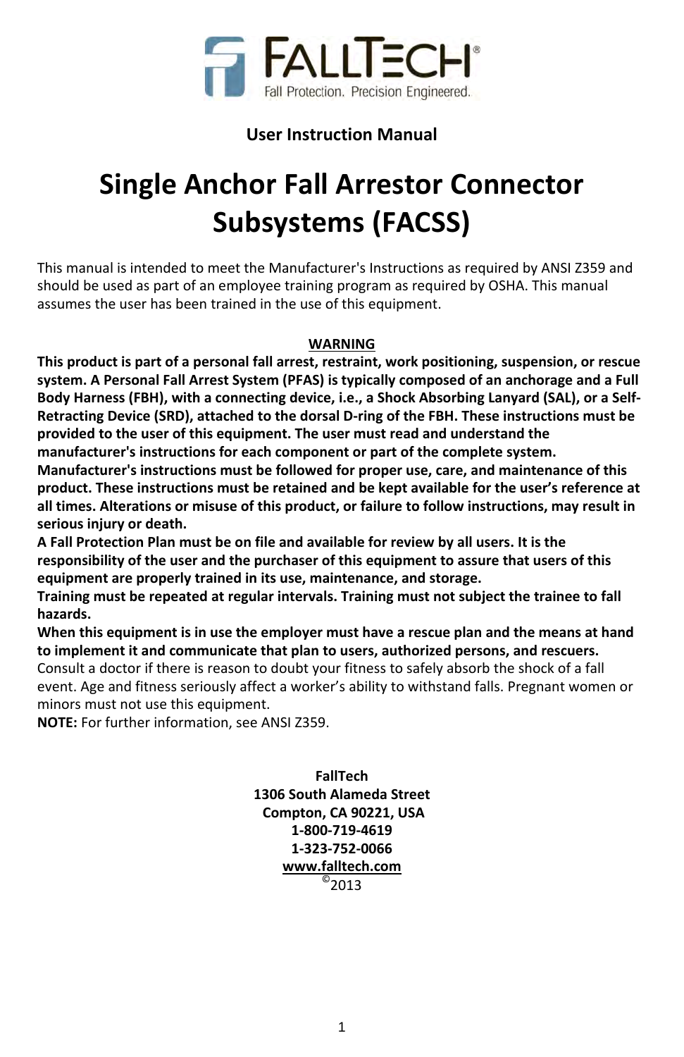FALLTECH®
Fall Protection. Precision Engineered.

**User Instruction Manual**

# Single Anchor Fall Arrestor Connector Subsystems (FACSS)

This manual is intended to meet the Manufacturer's Instructions as required by ANSI Z359 and should be used as part of an employee training program as required by OSHA. This manual assumes the user has been trained in the use of this equipment.

**WARNING**

**This product is part of a personal fall arrest, restraint, work positioning, suspension, or rescue system. A Personal Fall Arrest System (PFAS) is typically composed of an anchorage and a Full Body Harness (FBH), with a connecting device, i.e., a Shock Absorbing Lanyard (SAL), or a Self-Retracting Device (SRD), attached to the dorsal D-ring of the FBH. These instructions must be provided to the user of this equipment. The user must read and understand the manufacturer's instructions for each component or part of the complete system. Manufacturer's instructions must be followed for proper use, care, and maintenance of this product. These instructions must be retained and be kept available for the user's reference at all times. Alterations or misuse of this product, or failure to follow instructions, may result in serious injury or death.**

**A Fall Protection Plan must be on file and available for review by all users. It is the responsibility of the user and the purchaser of this equipment to assure that users of this equipment are properly trained in its use, maintenance, and storage.**

**Training must be repeated at regular intervals. Training must not subject the trainee to fall hazards.**

**When this equipment is in use the employer must have a rescue plan and the means at hand to implement it and communicate that plan to users, authorized persons, and rescuers.**

Consult a doctor if there is reason to doubt your fitness to safely absorb the shock of a fall event. Age and fitness seriously affect a worker's ability to withstand falls. Pregnant women or minors must not use this equipment.

**NOTE:** For further information, see ANSI Z359.

**FallTech**
**1306 South Alameda Street**
**Compton, CA 90221, USA**
**1-800-719-4619**
**1-323-752-0066**
**www.falltech.com**
©2013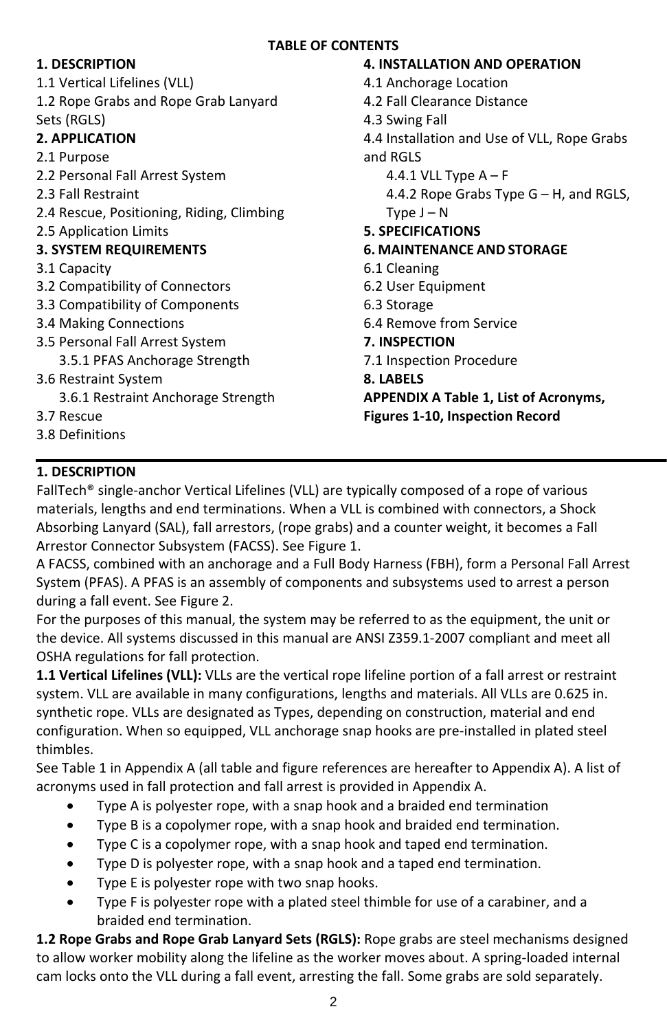**TABLE OF CONTENTS**

**1. DESCRIPTION**
1.1 Vertical Lifelines (VLL)
1.2 Rope Grabs and Rope Grab Lanyard Sets (RGLS)
**2. APPLICATION**
2.1 Purpose
2.2 Personal Fall Arrest System
2.3 Fall Restraint
2.4 Rescue, Positioning, Riding, Climbing
2.5 Application Limits
**3. SYSTEM REQUIREMENTS**
3.1 Capacity
3.2 Compatibility of Connectors
3.3 Compatibility of Components
3.4 Making Connections
3.5 Personal Fall Arrest System
    3.5.1 PFAS Anchorage Strength
3.6 Restraint System
    3.6.1 Restraint Anchorage Strength
3.7 Rescue
3.8 Definitions
**4. INSTALLATION AND OPERATION**
4.1 Anchorage Location
4.2 Fall Clearance Distance
4.3 Swing Fall
4.4 Installation and Use of VLL, Rope Grabs and RGLS
    4.4.1 VLL Type A – F
    4.4.2 Rope Grabs Type G – H, and RGLS, Type J – N
**5. SPECIFICATIONS**
**6. MAINTENANCE AND STORAGE**
6.1 Cleaning
6.2 User Equipment
6.3 Storage
6.4 Remove from Service
**7. INSPECTION**
7.1 Inspection Procedure
**8. LABELS**
**APPENDIX A Table 1, List of Acronyms, Figures 1-10, Inspection Record**

---

## 1. DESCRIPTION

FallTech® single-anchor Vertical Lifelines (VLL) are typically composed of a rope of various materials, lengths and end terminations. When a VLL is combined with connectors, a Shock Absorbing Lanyard (SAL), fall arrestors, (rope grabs) and a counter weight, it becomes a Fall Arrestor Connector Subsystem (FACSS). See Figure 1.

A FACSS, combined with an anchorage and a Full Body Harness (FBH), form a Personal Fall Arrest System (PFAS). A PFAS is an assembly of components and subsystems used to arrest a person during a fall event. See Figure 2.

For the purposes of this manual, the system may be referred to as the equipment, the unit or the device. All systems discussed in this manual are ANSI Z359.1-2007 compliant and meet all OSHA regulations for fall protection.

**1.1 Vertical Lifelines (VLL):** VLLs are the vertical rope lifeline portion of a fall arrest or restraint system. VLL are available in many configurations, lengths and materials. All VLLs are 0.625 in. synthetic rope. VLLs are designated as Types, depending on construction, material and end configuration. When so equipped, VLL anchorage snap hooks are pre-installed in plated steel thimbles.

See Table 1 in Appendix A (all table and figure references are hereafter to Appendix A). A list of acronyms used in fall protection and fall arrest is provided in Appendix A.

- Type A is polyester rope, with a snap hook and a braided end termination
- Type B is a copolymer rope, with a snap hook and braided end termination.
- Type C is a copolymer rope, with a snap hook and taped end termination.
- Type D is polyester rope, with a snap hook and a taped end termination.
- Type E is polyester rope with two snap hooks.
- Type F is polyester rope with a plated steel thimble for use of a carabiner, and a braided end termination.

**1.2 Rope Grabs and Rope Grab Lanyard Sets (RGLS):** Rope grabs are steel mechanisms designed to allow worker mobility along the lifeline as the worker moves about. A spring-loaded internal cam locks onto the VLL during a fall event, arresting the fall. Some grabs are sold separately.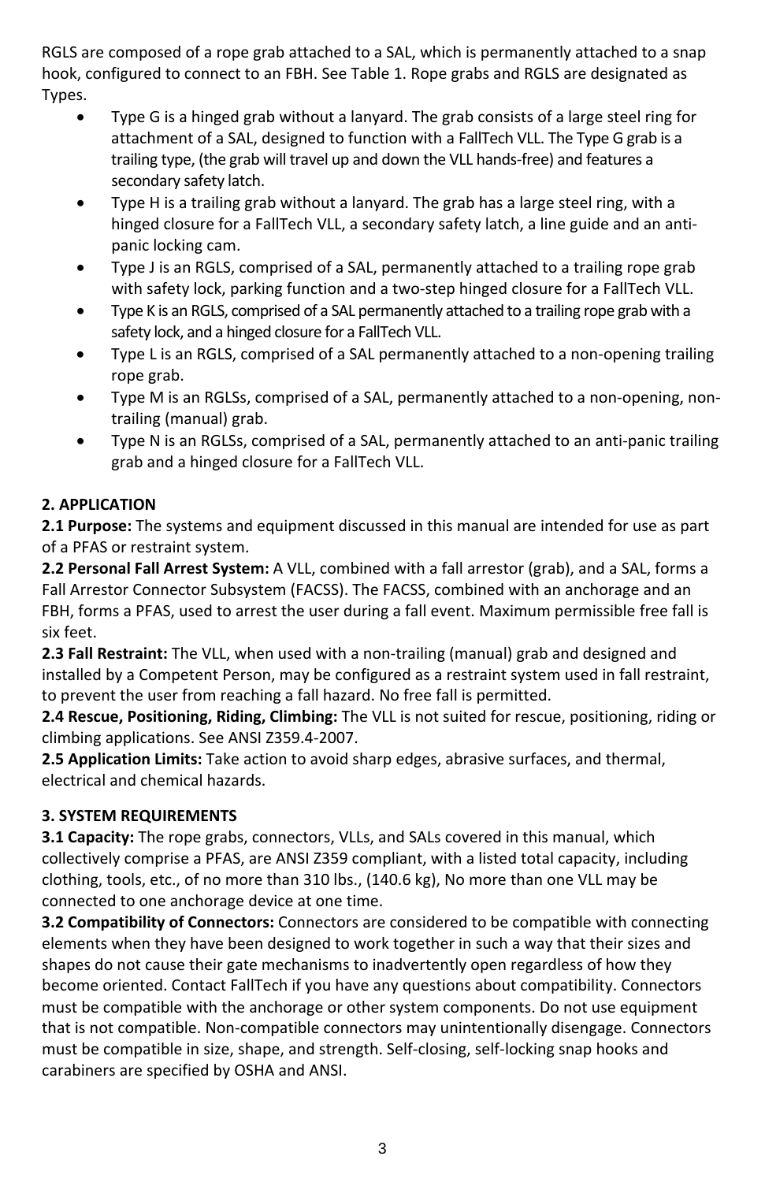RGLS are composed of a rope grab attached to a SAL, which is permanently attached to a snap hook, configured to connect to an FBH. See Table 1. Rope grabs and RGLS are designated as Types.

- Type G is a hinged grab without a lanyard. The grab consists of a large steel ring for attachment of a SAL, designed to function with a FallTech VLL. The Type G grab is a trailing type, (the grab will travel up and down the VLL hands-free) and features a secondary safety latch.
- Type H is a trailing grab without a lanyard. The grab has a large steel ring, with a hinged closure for a FallTech VLL, a secondary safety latch, a line guide and an anti-panic locking cam.
- Type J is an RGLS, comprised of a SAL, permanently attached to a trailing rope grab with safety lock, parking function and a two-step hinged closure for a FallTech VLL.
- Type K is an RGLS, comprised of a SAL permanently attached to a trailing rope grab with a safety lock, and a hinged closure for a FallTech VLL.
- Type L is an RGLS, comprised of a SAL permanently attached to a non-opening trailing rope grab.
- Type M is an RGLSs, comprised of a SAL, permanently attached to a non-opening, non-trailing (manual) grab.
- Type N is an RGLSs, comprised of a SAL, permanently attached to an anti-panic trailing grab and a hinged closure for a FallTech VLL.

## 2. APPLICATION

**2.1 Purpose:** The systems and equipment discussed in this manual are intended for use as part of a PFAS or restraint system.

**2.2 Personal Fall Arrest System:** A VLL, combined with a fall arrestor (grab), and a SAL, forms a Fall Arrestor Connector Subsystem (FACSS). The FACSS, combined with an anchorage and an FBH, forms a PFAS, used to arrest the user during a fall event. Maximum permissible free fall is six feet.

**2.3 Fall Restraint:** The VLL, when used with a non-trailing (manual) grab and designed and installed by a Competent Person, may be configured as a restraint system used in fall restraint, to prevent the user from reaching a fall hazard. No free fall is permitted.

**2.4 Rescue, Positioning, Riding, Climbing:** The VLL is not suited for rescue, positioning, riding or climbing applications. See ANSI Z359.4-2007.

**2.5 Application Limits:** Take action to avoid sharp edges, abrasive surfaces, and thermal, electrical and chemical hazards.

## 3. SYSTEM REQUIREMENTS

**3.1 Capacity:** The rope grabs, connectors, VLLs, and SALs covered in this manual, which collectively comprise a PFAS, are ANSI Z359 compliant, with a listed total capacity, including clothing, tools, etc., of no more than 310 lbs., (140.6 kg), No more than one VLL may be connected to one anchorage device at one time.

**3.2 Compatibility of Connectors:** Connectors are considered to be compatible with connecting elements when they have been designed to work together in such a way that their sizes and shapes do not cause their gate mechanisms to inadvertently open regardless of how they become oriented. Contact FallTech if you have any questions about compatibility. Connectors must be compatible with the anchorage or other system components. Do not use equipment that is not compatible. Non-compatible connectors may unintentionally disengage. Connectors must be compatible in size, shape, and strength. Self-closing, self-locking snap hooks and carabiners are specified by OSHA and ANSI.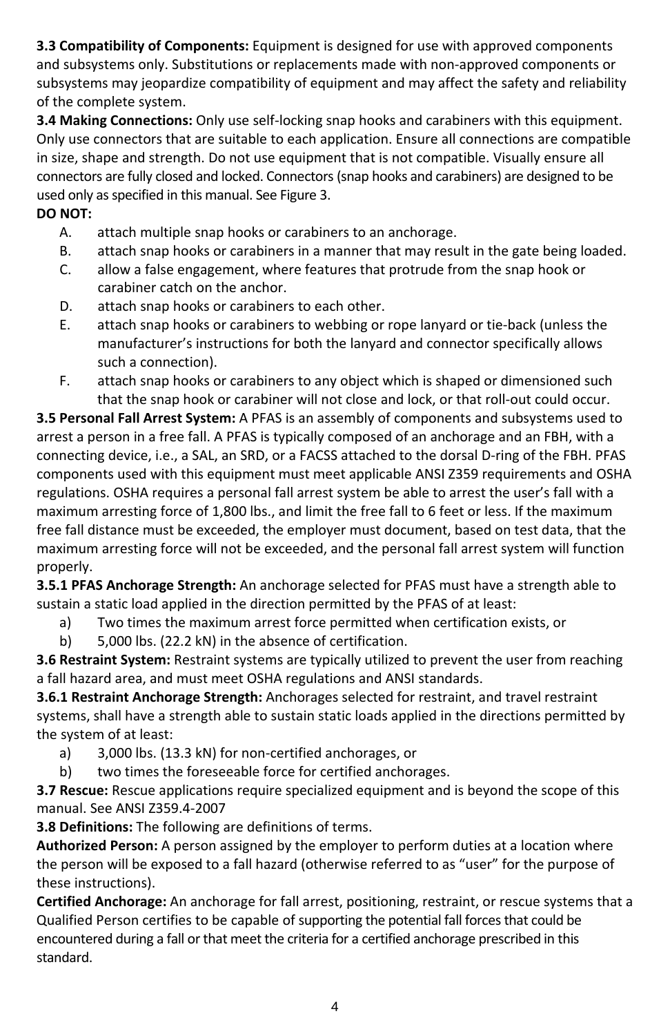**3.3 Compatibility of Components:** Equipment is designed for use with approved components and subsystems only. Substitutions or replacements made with non-approved components or subsystems may jeopardize compatibility of equipment and may affect the safety and reliability of the complete system.

**3.4 Making Connections:** Only use self-locking snap hooks and carabiners with this equipment. Only use connectors that are suitable to each application. Ensure all connections are compatible in size, shape and strength. Do not use equipment that is not compatible. Visually ensure all connectors are fully closed and locked. Connectors (snap hooks and carabiners) are designed to be used only as specified in this manual. See Figure 3.

**DO NOT:**

A. attach multiple snap hooks or carabiners to an anchorage.

B. attach snap hooks or carabiners in a manner that may result in the gate being loaded.

C. allow a false engagement, where features that protrude from the snap hook or carabiner catch on the anchor.

D. attach snap hooks or carabiners to each other.

E. attach snap hooks or carabiners to webbing or rope lanyard or tie-back (unless the manufacturer's instructions for both the lanyard and connector specifically allows such a connection).

F. attach snap hooks or carabiners to any object which is shaped or dimensioned such that the snap hook or carabiner will not close and lock, or that roll-out could occur.

**3.5 Personal Fall Arrest System:** A PFAS is an assembly of components and subsystems used to arrest a person in a free fall. A PFAS is typically composed of an anchorage and an FBH, with a connecting device, i.e., a SAL, an SRD, or a FACSS attached to the dorsal D-ring of the FBH. PFAS components used with this equipment must meet applicable ANSI Z359 requirements and OSHA regulations. OSHA requires a personal fall arrest system be able to arrest the user's fall with a maximum arresting force of 1,800 lbs., and limit the free fall to 6 feet or less. If the maximum free fall distance must be exceeded, the employer must document, based on test data, that the maximum arresting force will not be exceeded, and the personal fall arrest system will function properly.

**3.5.1 PFAS Anchorage Strength:** An anchorage selected for PFAS must have a strength able to sustain a static load applied in the direction permitted by the PFAS of at least:

a) Two times the maximum arrest force permitted when certification exists, or

b) 5,000 lbs. (22.2 kN) in the absence of certification.

**3.6 Restraint System:** Restraint systems are typically utilized to prevent the user from reaching a fall hazard area, and must meet OSHA regulations and ANSI standards.

**3.6.1 Restraint Anchorage Strength:** Anchorages selected for restraint, and travel restraint systems, shall have a strength able to sustain static loads applied in the directions permitted by the system of at least:

a) 3,000 lbs. (13.3 kN) for non-certified anchorages, or

b) two times the foreseeable force for certified anchorages.

**3.7 Rescue:** Rescue applications require specialized equipment and is beyond the scope of this manual. See ANSI Z359.4-2007

**3.8 Definitions:** The following are definitions of terms.

**Authorized Person:** A person assigned by the employer to perform duties at a location where the person will be exposed to a fall hazard (otherwise referred to as "user" for the purpose of these instructions).

**Certified Anchorage:** An anchorage for fall arrest, positioning, restraint, or rescue systems that a Qualified Person certifies to be capable of supporting the potential fall forces that could be encountered during a fall or that meet the criteria for a certified anchorage prescribed in this standard.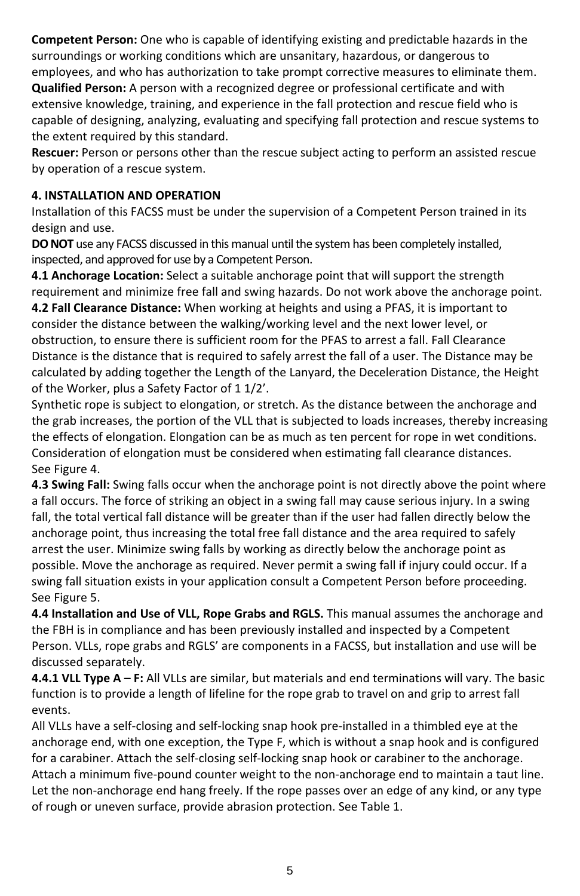**Competent Person:** One who is capable of identifying existing and predictable hazards in the surroundings or working conditions which are unsanitary, hazardous, or dangerous to employees, and who has authorization to take prompt corrective measures to eliminate them.
**Qualified Person:** A person with a recognized degree or professional certificate and with extensive knowledge, training, and experience in the fall protection and rescue field who is capable of designing, analyzing, evaluating and specifying fall protection and rescue systems to the extent required by this standard.
**Rescuer:** Person or persons other than the rescue subject acting to perform an assisted rescue by operation of a rescue system.

## 4. INSTALLATION AND OPERATION

Installation of this FACSS must be under the supervision of a Competent Person trained in its design and use.

**DO NOT** use any FACSS discussed in this manual until the system has been completely installed, inspected, and approved for use by a Competent Person.

**4.1 Anchorage Location:** Select a suitable anchorage point that will support the strength requirement and minimize free fall and swing hazards. Do not work above the anchorage point.

**4.2 Fall Clearance Distance:** When working at heights and using a PFAS, it is important to consider the distance between the walking/working level and the next lower level, or obstruction, to ensure there is sufficient room for the PFAS to arrest a fall. Fall Clearance Distance is the distance that is required to safely arrest the fall of a user. The Distance may be calculated by adding together the Length of the Lanyard, the Deceleration Distance, the Height of the Worker, plus a Safety Factor of 1 1/2'.

Synthetic rope is subject to elongation, or stretch. As the distance between the anchorage and the grab increases, the portion of the VLL that is subjected to loads increases, thereby increasing the effects of elongation. Elongation can be as much as ten percent for rope in wet conditions. Consideration of elongation must be considered when estimating fall clearance distances.
See Figure 4.

**4.3 Swing Fall:** Swing falls occur when the anchorage point is not directly above the point where a fall occurs. The force of striking an object in a swing fall may cause serious injury. In a swing fall, the total vertical fall distance will be greater than if the user had fallen directly below the anchorage point, thus increasing the total free fall distance and the area required to safely arrest the user. Minimize swing falls by working as directly below the anchorage point as possible. Move the anchorage as required. Never permit a swing fall if injury could occur. If a swing fall situation exists in your application consult a Competent Person before proceeding.
See Figure 5.

**4.4 Installation and Use of VLL, Rope Grabs and RGLS.** This manual assumes the anchorage and the FBH is in compliance and has been previously installed and inspected by a Competent Person. VLLs, rope grabs and RGLS' are components in a FACSS, but installation and use will be discussed separately.

**4.4.1 VLL Type A – F:** All VLLs are similar, but materials and end terminations will vary. The basic function is to provide a length of lifeline for the rope grab to travel on and grip to arrest fall events.

All VLLs have a self-closing and self-locking snap hook pre-installed in a thimbled eye at the anchorage end, with one exception, the Type F, which is without a snap hook and is configured for a carabiner. Attach the self-closing self-locking snap hook or carabiner to the anchorage. Attach a minimum five-pound counter weight to the non-anchorage end to maintain a taut line. Let the non-anchorage end hang freely. If the rope passes over an edge of any kind, or any type of rough or uneven surface, provide abrasion protection. See Table 1.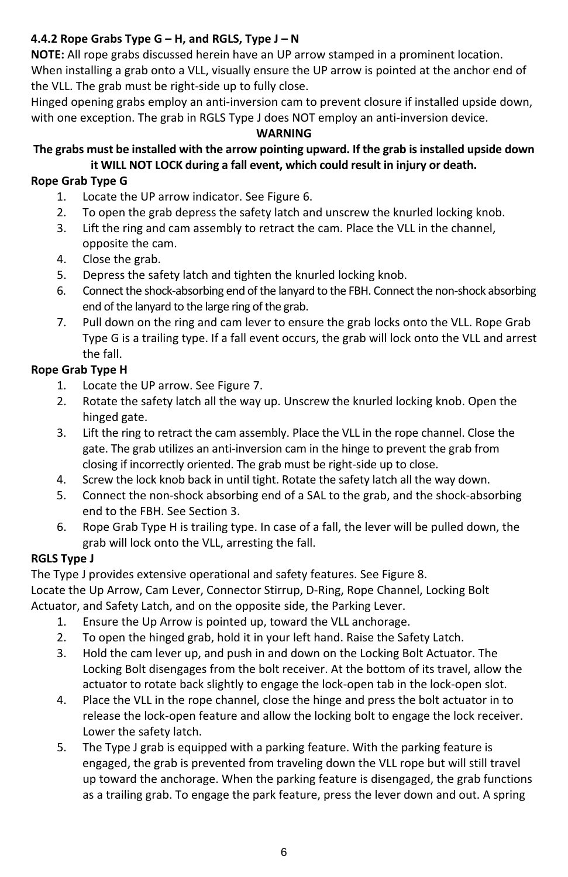**4.4.2 Rope Grabs Type G – H, and RGLS, Type J – N**

**NOTE:** All rope grabs discussed herein have an UP arrow stamped in a prominent location. When installing a grab onto a VLL, visually ensure the UP arrow is pointed at the anchor end of the VLL. The grab must be right-side up to fully close.

Hinged opening grabs employ an anti-inversion cam to prevent closure if installed upside down, with one exception. The grab in RGLS Type J does NOT employ an anti-inversion device.

**WARNING**

**The grabs must be installed with the arrow pointing upward. If the grab is installed upside down it WILL NOT LOCK during a fall event, which could result in injury or death.**

**Rope Grab Type G**

1. Locate the UP arrow indicator. See Figure 6.
2. To open the grab depress the safety latch and unscrew the knurled locking knob.
3. Lift the ring and cam assembly to retract the cam. Place the VLL in the channel, opposite the cam.
4. Close the grab.
5. Depress the safety latch and tighten the knurled locking knob.
6. Connect the shock-absorbing end of the lanyard to the FBH. Connect the non-shock absorbing end of the lanyard to the large ring of the grab.
7. Pull down on the ring and cam lever to ensure the grab locks onto the VLL. Rope Grab Type G is a trailing type. If a fall event occurs, the grab will lock onto the VLL and arrest the fall.

**Rope Grab Type H**

1. Locate the UP arrow. See Figure 7.
2. Rotate the safety latch all the way up. Unscrew the knurled locking knob. Open the hinged gate.
3. Lift the ring to retract the cam assembly. Place the VLL in the rope channel. Close the gate. The grab utilizes an anti-inversion cam in the hinge to prevent the grab from closing if incorrectly oriented. The grab must be right-side up to close.
4. Screw the lock knob back in until tight. Rotate the safety latch all the way down.
5. Connect the non-shock absorbing end of a SAL to the grab, and the shock-absorbing end to the FBH. See Section 3.
6. Rope Grab Type H is trailing type. In case of a fall, the lever will be pulled down, the grab will lock onto the VLL, arresting the fall.

**RGLS Type J**

The Type J provides extensive operational and safety features. See Figure 8.

Locate the Up Arrow, Cam Lever, Connector Stirrup, D-Ring, Rope Channel, Locking Bolt Actuator, and Safety Latch, and on the opposite side, the Parking Lever.

1. Ensure the Up Arrow is pointed up, toward the VLL anchorage.
2. To open the hinged grab, hold it in your left hand. Raise the Safety Latch.
3. Hold the cam lever up, and push in and down on the Locking Bolt Actuator. The Locking Bolt disengages from the bolt receiver. At the bottom of its travel, allow the actuator to rotate back slightly to engage the lock-open tab in the lock-open slot.
4. Place the VLL in the rope channel, close the hinge and press the bolt actuator in to release the lock-open feature and allow the locking bolt to engage the lock receiver. Lower the safety latch.
5. The Type J grab is equipped with a parking feature. With the parking feature is engaged, the grab is prevented from traveling down the VLL rope but will still travel up toward the anchorage. When the parking feature is disengaged, the grab functions as a trailing grab. To engage the park feature, press the lever down and out. A spring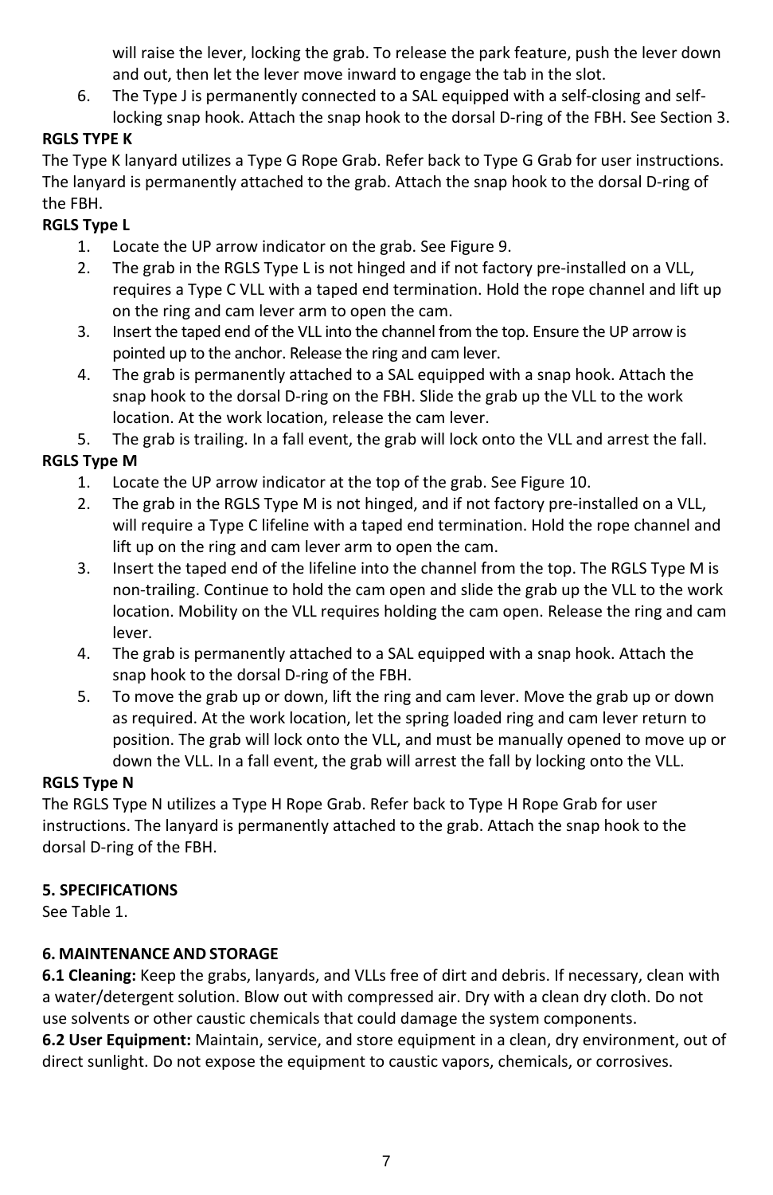will raise the lever, locking the grab. To release the park feature, push the lever down and out, then let the lever move inward to engage the tab in the slot.

6. The Type J is permanently connected to a SAL equipped with a self-closing and self-locking snap hook. Attach the snap hook to the dorsal D-ring of the FBH. See Section 3.

**RGLS TYPE K**

The Type K lanyard utilizes a Type G Rope Grab. Refer back to Type G Grab for user instructions. The lanyard is permanently attached to the grab. Attach the snap hook to the dorsal D-ring of the FBH.

**RGLS Type L**

1. Locate the UP arrow indicator on the grab. See Figure 9.
2. The grab in the RGLS Type L is not hinged and if not factory pre-installed on a VLL, requires a Type C VLL with a taped end termination. Hold the rope channel and lift up on the ring and cam lever arm to open the cam.
3. Insert the taped end of the VLL into the channel from the top. Ensure the UP arrow is pointed up to the anchor. Release the ring and cam lever.
4. The grab is permanently attached to a SAL equipped with a snap hook. Attach the snap hook to the dorsal D-ring on the FBH. Slide the grab up the VLL to the work location. At the work location, release the cam lever.
5. The grab is trailing. In a fall event, the grab will lock onto the VLL and arrest the fall.

**RGLS Type M**

1. Locate the UP arrow indicator at the top of the grab. See Figure 10.
2. The grab in the RGLS Type M is not hinged, and if not factory pre-installed on a VLL, will require a Type C lifeline with a taped end termination. Hold the rope channel and lift up on the ring and cam lever arm to open the cam.
3. Insert the taped end of the lifeline into the channel from the top. The RGLS Type M is non-trailing. Continue to hold the cam open and slide the grab up the VLL to the work location. Mobility on the VLL requires holding the cam open. Release the ring and cam lever.
4. The grab is permanently attached to a SAL equipped with a snap hook. Attach the snap hook to the dorsal D-ring of the FBH.
5. To move the grab up or down, lift the ring and cam lever. Move the grab up or down as required. At the work location, let the spring loaded ring and cam lever return to position. The grab will lock onto the VLL, and must be manually opened to move up or down the VLL. In a fall event, the grab will arrest the fall by locking onto the VLL.

**RGLS Type N**

The RGLS Type N utilizes a Type H Rope Grab. Refer back to Type H Rope Grab for user instructions. The lanyard is permanently attached to the grab. Attach the snap hook to the dorsal D-ring of the FBH.

**5. SPECIFICATIONS**

See Table 1.

**6. MAINTENANCE AND STORAGE**

**6.1 Cleaning:** Keep the grabs, lanyards, and VLLs free of dirt and debris. If necessary, clean with a water/detergent solution. Blow out with compressed air. Dry with a clean dry cloth. Do not use solvents or other caustic chemicals that could damage the system components.

**6.2 User Equipment:** Maintain, service, and store equipment in a clean, dry environment, out of direct sunlight. Do not expose the equipment to caustic vapors, chemicals, or corrosives.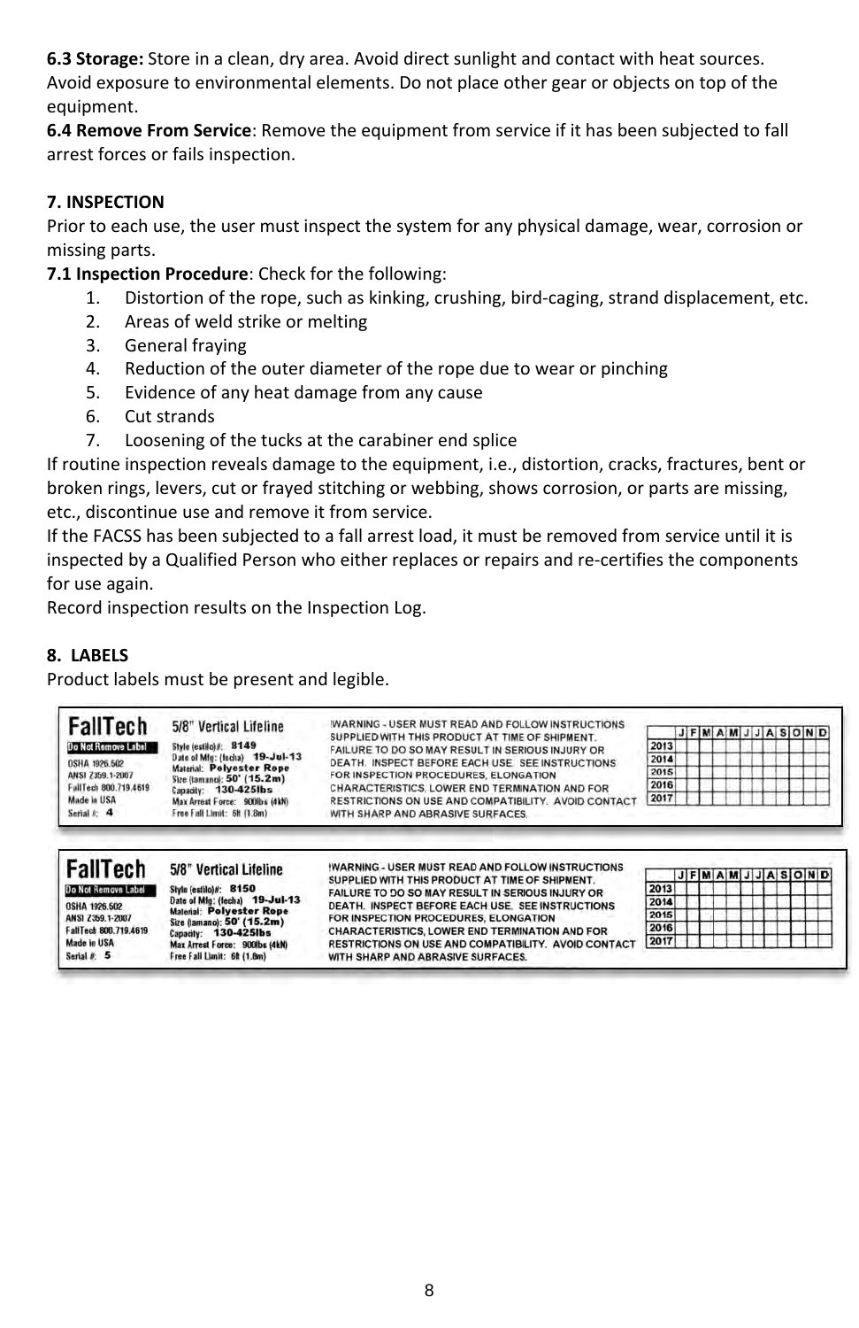**6.3 Storage:** Store in a clean, dry area. Avoid direct sunlight and contact with heat sources. Avoid exposure to environmental elements. Do not place other gear or objects on top of the equipment.

**6.4 Remove From Service**: Remove the equipment from service if it has been subjected to fall arrest forces or fails inspection.

## 7. INSPECTION

Prior to each use, the user must inspect the system for any physical damage, wear, corrosion or missing parts.

**7.1 Inspection Procedure**: Check for the following:

1. Distortion of the rope, such as kinking, crushing, bird-caging, strand displacement, etc.
2. Areas of weld strike or melting
3. General fraying
4. Reduction of the outer diameter of the rope due to wear or pinching
5. Evidence of any heat damage from any cause
6. Cut strands
7. Loosening of the tucks at the carabiner end splice

If routine inspection reveals damage to the equipment, i.e., distortion, cracks, fractures, bent or broken rings, levers, cut or frayed stitching or webbing, shows corrosion, or parts are missing, etc., discontinue use and remove it from service.

If the FACSS has been subjected to a fall arrest load, it must be removed from service until it is inspected by a Qualified Person who either replaces or repairs and re-certifies the components for use again.

Record inspection results on the Inspection Log.

## 8. LABELS

Product labels must be present and legible.

FallTech
Do Not Remove Label
OSHA 1926.502
ANSI Z359.1-2007
FallTech 800.719.4619
Made in USA
Serial #: 4

5/8" Vertical Lifeline
Style (estilo)#: 8149
Date of Mfg: (fecha) 19-Jul-13
Material: Polyester Rope
Size (tamano): 50' (15.2m)
Capacity: 130-425lbs
Max Arrest Force: 900lbs (4kN)
Free Fall Limit: 6ft (1.8m)

!WARNING - USER MUST READ AND FOLLOW INSTRUCTIONS SUPPLIED WITH THIS PRODUCT AT TIME OF SHIPMENT. FAILURE TO DO SO MAY RESULT IN SERIOUS INJURY OR DEATH. INSPECT BEFORE EACH USE. SEE INSTRUCTIONS FOR INSPECTION PROCEDURES, ELONGATION CHARACTERISTICS, LOWER END TERMINATION AND FOR RESTRICTIONS ON USE AND COMPATIBILITY. AVOID CONTACT WITH SHARP AND ABRASIVE SURFACES.

| | J | F | M | A | M | J | J | A | S | O | N | D |
|---|---|---|---|---|---|---|---|---|---|---|---|---|
| 2013 | | | | | | | | | | | | |
| 2014 | | | | | | | | | | | | |
| 2015 | | | | | | | | | | | | |
| 2016 | | | | | | | | | | | | |
| 2017 | | | | | | | | | | | | |

FallTech
Do Not Remove Label
OSHA 1926.502
ANSI Z359.1-2007
FallTech 800.719.4619
Made in USA
Serial #: 5

5/8" Vertical Lifeline
Style (estilo)#: 8150
Date of Mfg: (fecha) 19-Jul-13
Material: Polyester Rope
Size (tamano): 50' (15.2m)
Capacity: 130-425lbs
Max Arrest Force: 900lbs (4kN)
Free Fall Limit: 6ft (1.8m)

!WARNING - USER MUST READ AND FOLLOW INSTRUCTIONS SUPPLIED WITH THIS PRODUCT AT TIME OF SHIPMENT. FAILURE TO DO SO MAY RESULT IN SERIOUS INJURY OR DEATH. INSPECT BEFORE EACH USE. SEE INSTRUCTIONS FOR INSPECTION PROCEDURES, ELONGATION CHARACTERISTICS, LOWER END TERMINATION AND FOR RESTRICTIONS ON USE AND COMPATIBILITY. AVOID CONTACT WITH SHARP AND ABRASIVE SURFACES.

| | J | F | M | A | M | J | J | A | S | O | N | D |
|---|---|---|---|---|---|---|---|---|---|---|---|---|
| 2013 | | | | | | | | | | | | |
| 2014 | | | | | | | | | | | | |
| 2015 | | | | | | | | | | | | |
| 2016 | | | | | | | | | | | | |
| 2017 | | | | | | | | | | | | |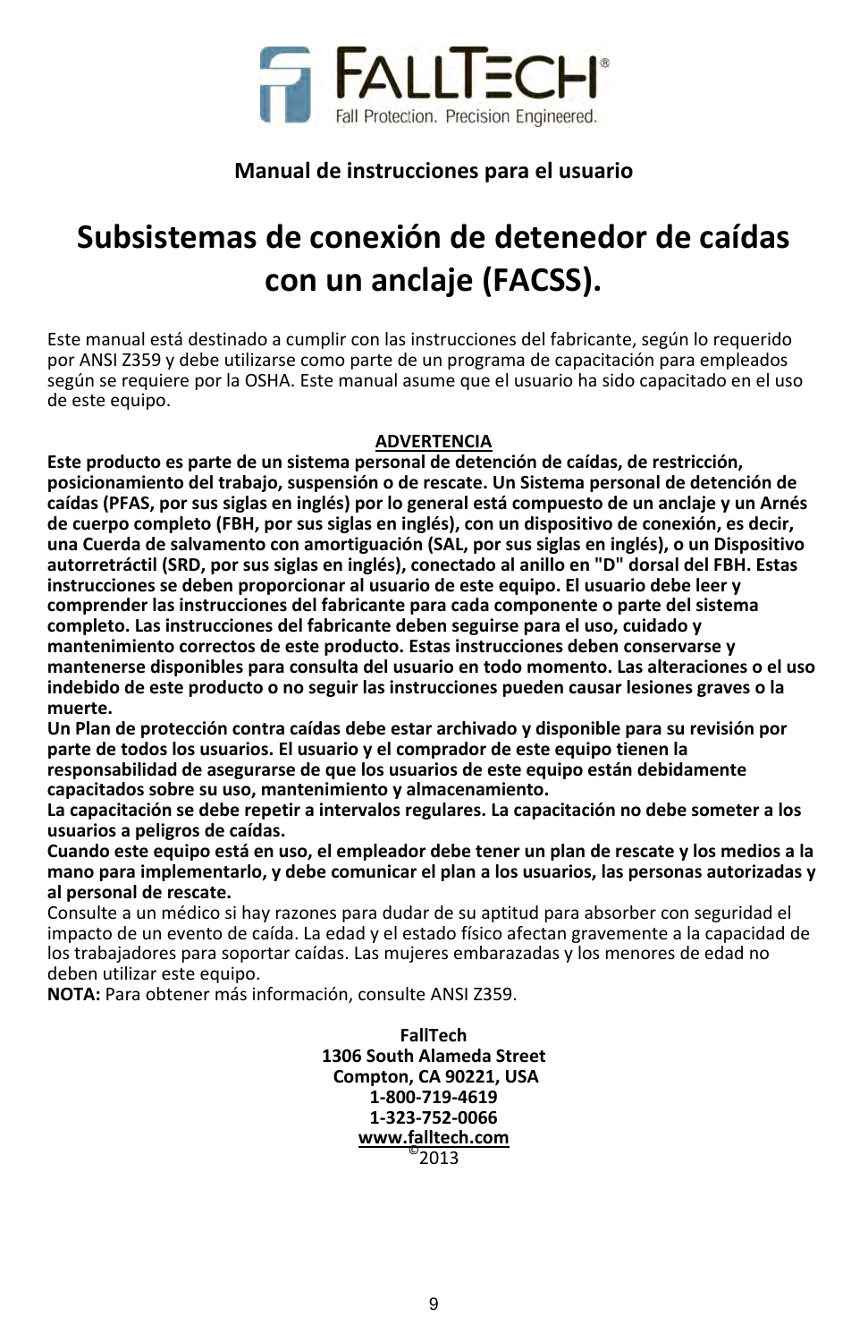FALLTECH®

Fall Protection. Precision Engineered.

**Manual de instrucciones para el usuario**

# Subsistemas de conexión de detenedor de caídas con un anclaje (FACSS).

Este manual está destinado a cumplir con las instrucciones del fabricante, según lo requerido por ANSI Z359 y debe utilizarse como parte de un programa de capacitación para empleados según se requiere por la OSHA. Este manual asume que el usuario ha sido capacitado en el uso de este equipo.

**ADVERTENCIA**

**Este producto es parte de un sistema personal de detención de caídas, de restricción, posicionamiento del trabajo, suspensión o de rescate. Un Sistema personal de detención de caídas (PFAS, por sus siglas en inglés) por lo general está compuesto de un anclaje y un Arnés de cuerpo completo (FBH, por sus siglas en inglés), con un dispositivo de conexión, es decir, una Cuerda de salvamento con amortiguación (SAL, por sus siglas en inglés), o un Dispositivo autorretráctil (SRD, por sus siglas en inglés), conectado al anillo en "D" dorsal del FBH. Estas instrucciones se deben proporcionar al usuario de este equipo. El usuario debe leer y comprender las instrucciones del fabricante para cada componente o parte del sistema completo. Las instrucciones del fabricante deben seguirse para el uso, cuidado y mantenimiento correctos de este producto. Estas instrucciones deben conservarse y mantenerse disponibles para consulta del usuario en todo momento. Las alteraciones o el uso indebido de este producto o no seguir las instrucciones pueden causar lesiones graves o la muerte.**

**Un Plan de protección contra caídas debe estar archivado y disponible para su revisión por parte de todos los usuarios. El usuario y el comprador de este equipo tienen la responsabilidad de asegurarse de que los usuarios de este equipo están debidamente capacitados sobre su uso, mantenimiento y almacenamiento.**

**La capacitación se debe repetir a intervalos regulares. La capacitación no debe someter a los usuarios a peligros de caídas.**

**Cuando este equipo está en uso, el empleador debe tener un plan de rescate y los medios a la mano para implementarlo, y debe comunicar el plan a los usuarios, las personas autorizadas y al personal de rescate.**

Consulte a un médico si hay razones para dudar de su aptitud para absorber con seguridad el impacto de un evento de caída. La edad y el estado físico afectan gravemente a la capacidad de los trabajadores para soportar caídas. Las mujeres embarazadas y los menores de edad no deben utilizar este equipo.

**NOTA:** Para obtener más información, consulte ANSI Z359.

**FallTech**
**1306 South Alameda Street**
**Compton, CA 90221, USA**
**1-800-719-4619**
**1-323-752-0066**
**www.falltech.com**
©2013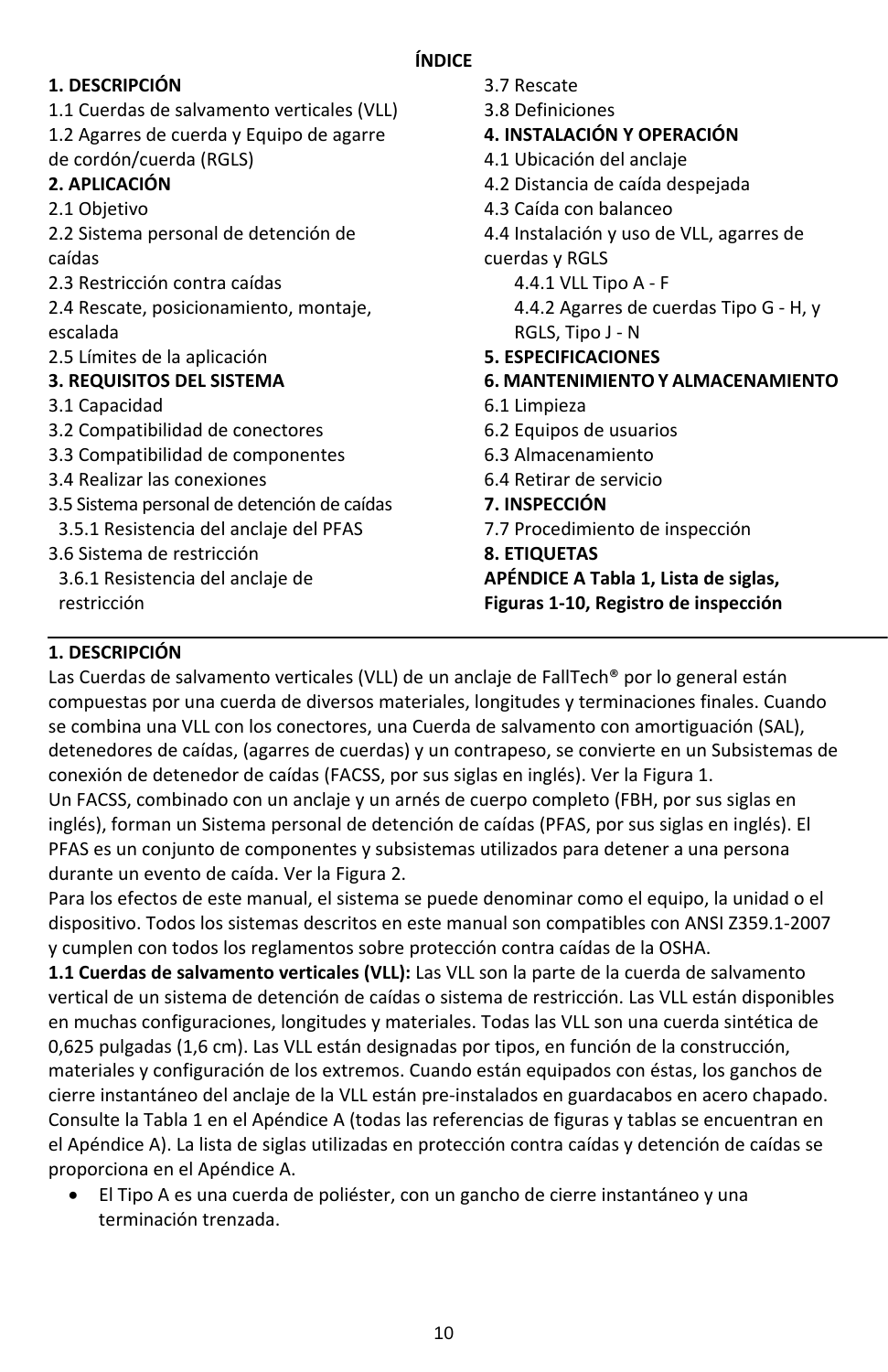## ÍNDICE

**1. DESCRIPCIÓN**
1.1 Cuerdas de salvamento verticales (VLL)
1.2 Agarres de cuerda y Equipo de agarre de cordón/cuerda (RGLS)
**2. APLICACIÓN**
2.1 Objetivo
2.2 Sistema personal de detención de caídas
2.3 Restricción contra caídas
2.4 Rescate, posicionamiento, montaje, escalada
2.5 Límites de la aplicación
**3. REQUISITOS DEL SISTEMA**
3.1 Capacidad
3.2 Compatibilidad de conectores
3.3 Compatibilidad de componentes
3.4 Realizar las conexiones
3.5 Sistema personal de detención de caídas
  3.5.1 Resistencia del anclaje del PFAS
3.6 Sistema de restricción
  3.6.1 Resistencia del anclaje de restricción
3.7 Rescate
3.8 Definiciones
**4. INSTALACIÓN Y OPERACIÓN**
4.1 Ubicación del anclaje
4.2 Distancia de caída despejada
4.3 Caída con balanceo
4.4 Instalación y uso de VLL, agarres de cuerdas y RGLS
  4.4.1 VLL Tipo A - F
  4.4.2 Agarres de cuerdas Tipo G - H, y RGLS, Tipo J - N
**5. ESPECIFICACIONES**
**6. MANTENIMIENTO Y ALMACENAMIENTO**
6.1 Limpieza
6.2 Equipos de usuarios
6.3 Almacenamiento
6.4 Retirar de servicio
**7. INSPECCIÓN**
7.7 Procedimiento de inspección
**8. ETIQUETAS**
**APÉNDICE A Tabla 1, Lista de siglas, Figuras 1-10, Registro de inspección**

---

## 1. DESCRIPCIÓN

Las Cuerdas de salvamento verticales (VLL) de un anclaje de FallTech® por lo general están compuestas por una cuerda de diversos materiales, longitudes y terminaciones finales. Cuando se combina una VLL con los conectores, una Cuerda de salvamento con amortiguación (SAL), detenedores de caídas, (agarres de cuerdas) y un contrapeso, se convierte en un Subsistemas de conexión de detenedor de caídas (FACSS, por sus siglas en inglés). Ver la Figura 1.
Un FACSS, combinado con un anclaje y un arnés de cuerpo completo (FBH, por sus siglas en inglés), forman un Sistema personal de detención de caídas (PFAS, por sus siglas en inglés). El PFAS es un conjunto de componentes y subsistemas utilizados para detener a una persona durante un evento de caída. Ver la Figura 2.
Para los efectos de este manual, el sistema se puede denominar como el equipo, la unidad o el dispositivo. Todos los sistemas descritos en este manual son compatibles con ANSI Z359.1-2007 y cumplen con todos los reglamentos sobre protección contra caídas de la OSHA.

**1.1 Cuerdas de salvamento verticales (VLL):** Las VLL son la parte de la cuerda de salvamento vertical de un sistema de detención de caídas o sistema de restricción. Las VLL están disponibles en muchas configuraciones, longitudes y materiales. Todas las VLL son una cuerda sintética de 0,625 pulgadas (1,6 cm). Las VLL están designadas por tipos, en función de la construcción, materiales y configuración de los extremos. Cuando están equipados con éstas, los ganchos de cierre instantáneo del anclaje de la VLL están pre-instalados en guardacabos en acero chapado. Consulte la Tabla 1 en el Apéndice A (todas las referencias de figuras y tablas se encuentran en el Apéndice A). La lista de siglas utilizadas en protección contra caídas y detención de caídas se proporciona en el Apéndice A.

- El Tipo A es una cuerda de poliéster, con un gancho de cierre instantáneo y una terminación trenzada.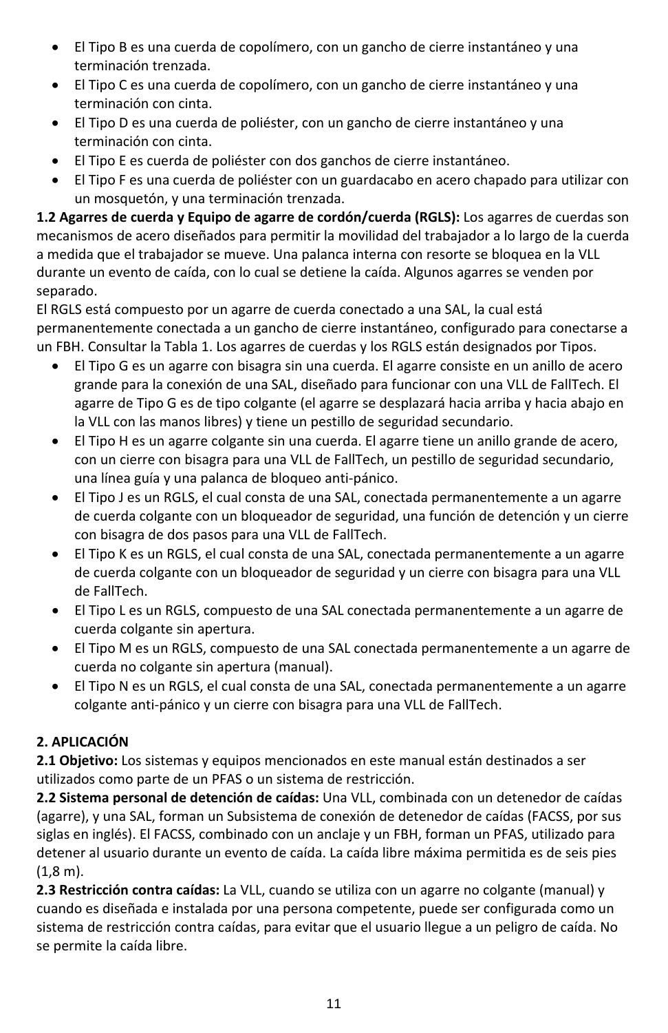- El Tipo B es una cuerda de copolímero, con un gancho de cierre instantáneo y una terminación trenzada.
- El Tipo C es una cuerda de copolímero, con un gancho de cierre instantáneo y una terminación con cinta.
- El Tipo D es una cuerda de poliéster, con un gancho de cierre instantáneo y una terminación con cinta.
- El Tipo E es cuerda de poliéster con dos ganchos de cierre instantáneo.
- El Tipo F es una cuerda de poliéster con un guardacabo en acero chapado para utilizar con un mosquetón, y una terminación trenzada.

**1.2 Agarres de cuerda y Equipo de agarre de cordón/cuerda (RGLS):** Los agarres de cuerdas son mecanismos de acero diseñados para permitir la movilidad del trabajador a lo largo de la cuerda a medida que el trabajador se mueve. Una palanca interna con resorte se bloquea en la VLL durante un evento de caída, con lo cual se detiene la caída. Algunos agarres se venden por separado.

El RGLS está compuesto por un agarre de cuerda conectado a una SAL, la cual está permanentemente conectada a un gancho de cierre instantáneo, configurado para conectarse a un FBH. Consultar la Tabla 1. Los agarres de cuerdas y los RGLS están designados por Tipos.

- El Tipo G es un agarre con bisagra sin una cuerda. El agarre consiste en un anillo de acero grande para la conexión de una SAL, diseñado para funcionar con una VLL de FallTech. El agarre de Tipo G es de tipo colgante (el agarre se desplazará hacia arriba y hacia abajo en la VLL con las manos libres) y tiene un pestillo de seguridad secundario.
- El Tipo H es un agarre colgante sin una cuerda. El agarre tiene un anillo grande de acero, con un cierre con bisagra para una VLL de FallTech, un pestillo de seguridad secundario, una línea guía y una palanca de bloqueo anti-pánico.
- El Tipo J es un RGLS, el cual consta de una SAL, conectada permanentemente a un agarre de cuerda colgante con un bloqueador de seguridad, una función de detención y un cierre con bisagra de dos pasos para una VLL de FallTech.
- El Tipo K es un RGLS, el cual consta de una SAL, conectada permanentemente a un agarre de cuerda colgante con un bloqueador de seguridad y un cierre con bisagra para una VLL de FallTech.
- El Tipo L es un RGLS, compuesto de una SAL conectada permanentemente a un agarre de cuerda colgante sin apertura.
- El Tipo M es un RGLS, compuesto de una SAL conectada permanentemente a un agarre de cuerda no colgante sin apertura (manual).
- El Tipo N es un RGLS, el cual consta de una SAL, conectada permanentemente a un agarre colgante anti-pánico y un cierre con bisagra para una VLL de FallTech.

## 2. APLICACIÓN

**2.1 Objetivo:** Los sistemas y equipos mencionados en este manual están destinados a ser utilizados como parte de un PFAS o un sistema de restricción.

**2.2 Sistema personal de detención de caídas:** Una VLL, combinada con un detenedor de caídas (agarre), y una SAL, forman un Subsistema de conexión de detenedor de caídas (FACSS, por sus siglas en inglés). El FACSS, combinado con un anclaje y un FBH, forman un PFAS, utilizado para detener al usuario durante un evento de caída. La caída libre máxima permitida es de seis pies (1,8 m).

**2.3 Restricción contra caídas:** La VLL, cuando se utiliza con un agarre no colgante (manual) y cuando es diseñada e instalada por una persona competente, puede ser configurada como un sistema de restricción contra caídas, para evitar que el usuario llegue a un peligro de caída. No se permite la caída libre.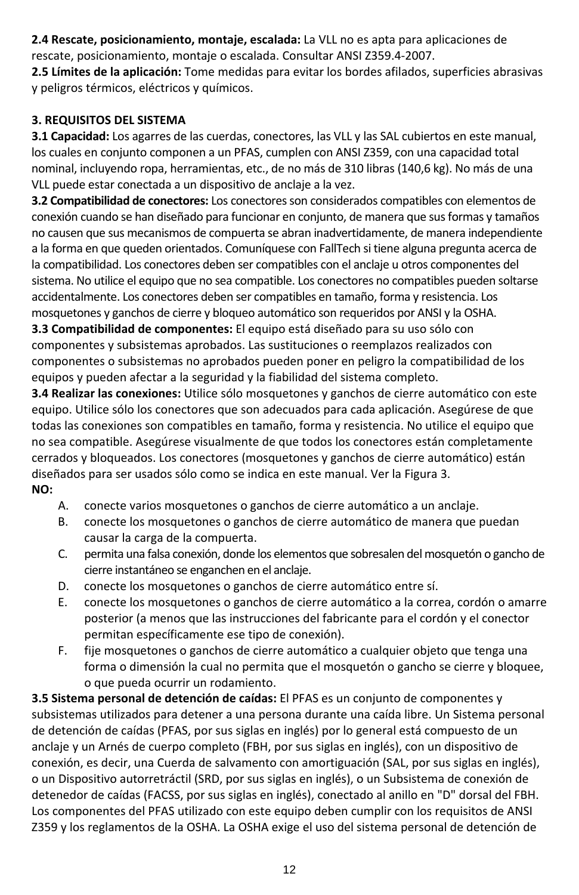**2.4 Rescate, posicionamiento, montaje, escalada:** La VLL no es apta para aplicaciones de rescate, posicionamiento, montaje o escalada. Consultar ANSI Z359.4-2007.

**2.5 Límites de la aplicación:** Tome medidas para evitar los bordes afilados, superficies abrasivas y peligros térmicos, eléctricos y químicos.

**3. REQUISITOS DEL SISTEMA**

**3.1 Capacidad:** Los agarres de las cuerdas, conectores, las VLL y las SAL cubiertos en este manual, los cuales en conjunto componen a un PFAS, cumplen con ANSI Z359, con una capacidad total nominal, incluyendo ropa, herramientas, etc., de no más de 310 libras (140,6 kg). No más de una VLL puede estar conectada a un dispositivo de anclaje a la vez.

**3.2 Compatibilidad de conectores:** Los conectores son considerados compatibles con elementos de conexión cuando se han diseñado para funcionar en conjunto, de manera que sus formas y tamaños no causen que sus mecanismos de compuerta se abran inadvertidamente, de manera independiente a la forma en que queden orientados. Comuníquese con FallTech si tiene alguna pregunta acerca de la compatibilidad. Los conectores deben ser compatibles con el anclaje u otros componentes del sistema. No utilice el equipo que no sea compatible. Los conectores no compatibles pueden soltarse accidentalmente. Los conectores deben ser compatibles en tamaño, forma y resistencia. Los mosquetones y ganchos de cierre y bloqueo automático son requeridos por ANSI y la OSHA.

**3.3 Compatibilidad de componentes:** El equipo está diseñado para su uso sólo con componentes y subsistemas aprobados. Las sustituciones o reemplazos realizados con componentes o subsistemas no aprobados pueden poner en peligro la compatibilidad de los equipos y pueden afectar a la seguridad y la fiabilidad del sistema completo.

**3.4 Realizar las conexiones:** Utilice sólo mosquetones y ganchos de cierre automático con este equipo. Utilice sólo los conectores que son adecuados para cada aplicación. Asegúrese de que todas las conexiones son compatibles en tamaño, forma y resistencia. No utilice el equipo que no sea compatible. Asegúrese visualmente de que todos los conectores están completamente cerrados y bloqueados. Los conectores (mosquetones y ganchos de cierre automático) están diseñados para ser usados sólo como se indica en este manual. Ver la Figura 3.

**NO:**

A. conecte varios mosquetones o ganchos de cierre automático a un anclaje.
B. conecte los mosquetones o ganchos de cierre automático de manera que puedan causar la carga de la compuerta.
C. permita una falsa conexión, donde los elementos que sobresalen del mosquetón o gancho de cierre instantáneo se enganchen en el anclaje.
D. conecte los mosquetones o ganchos de cierre automático entre sí.
E. conecte los mosquetones o ganchos de cierre automático a la correa, cordón o amarre posterior (a menos que las instrucciones del fabricante para el cordón y el conector permitan específicamente ese tipo de conexión).
F. fije mosquetones o ganchos de cierre automático a cualquier objeto que tenga una forma o dimensión la cual no permita que el mosquetón o gancho se cierre y bloquee, o que pueda ocurrir un rodamiento.

**3.5 Sistema personal de detención de caídas:** El PFAS es un conjunto de componentes y subsistemas utilizados para detener a una persona durante una caída libre. Un Sistema personal de detención de caídas (PFAS, por sus siglas en inglés) por lo general está compuesto de un anclaje y un Arnés de cuerpo completo (FBH, por sus siglas en inglés), con un dispositivo de conexión, es decir, una Cuerda de salvamento con amortiguación (SAL, por sus siglas en inglés), o un Dispositivo autorretráctil (SRD, por sus siglas en inglés), o un Subsistema de conexión de detenedor de caídas (FACSS, por sus siglas en inglés), conectado al anillo en "D" dorsal del FBH. Los componentes del PFAS utilizado con este equipo deben cumplir con los requisitos de ANSI Z359 y los reglamentos de la OSHA. La OSHA exige el uso del sistema personal de detención de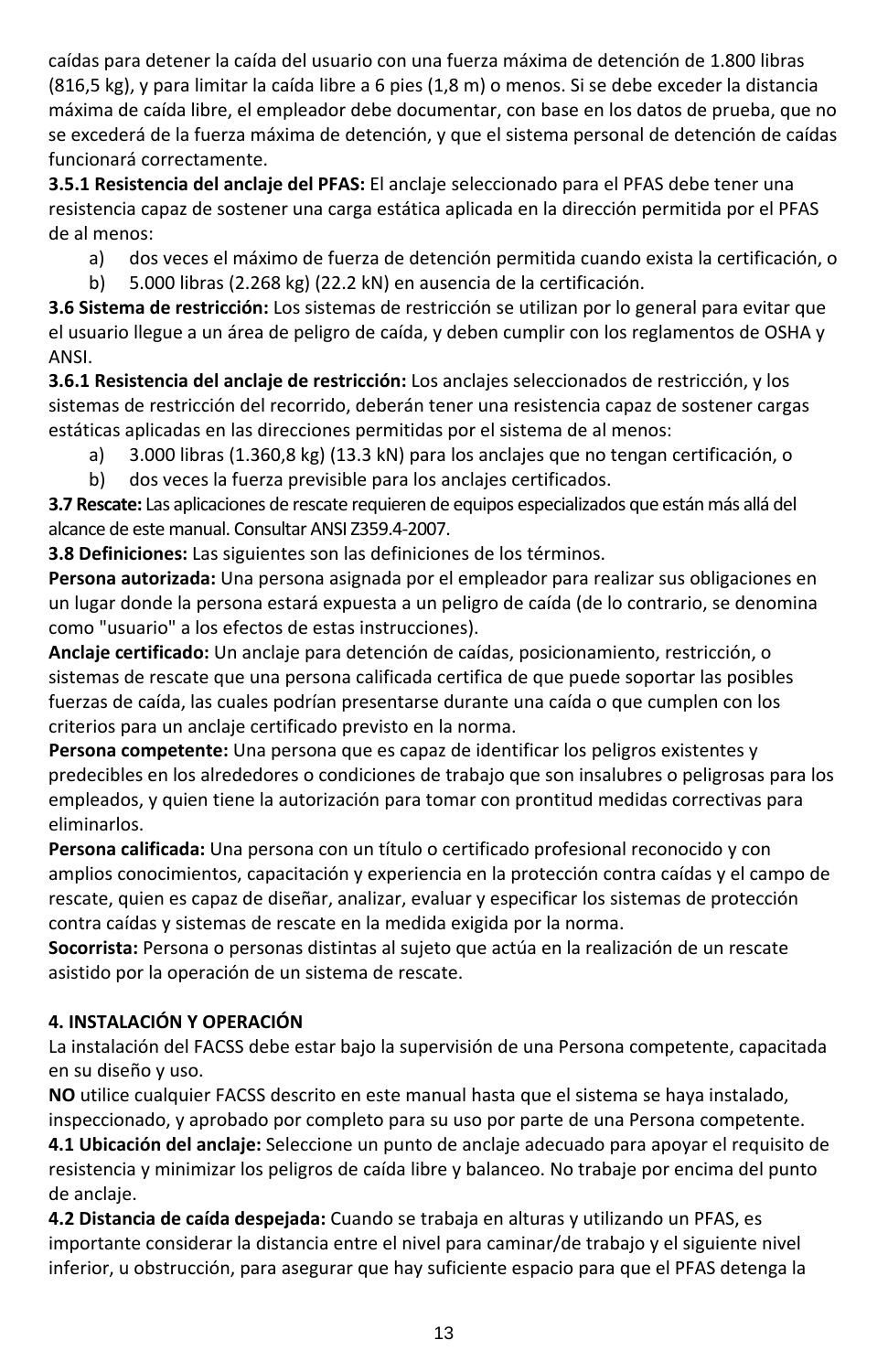caídas para detener la caída del usuario con una fuerza máxima de detención de 1.800 libras (816,5 kg), y para limitar la caída libre a 6 pies (1,8 m) o menos. Si se debe exceder la distancia máxima de caída libre, el empleador debe documentar, con base en los datos de prueba, que no se excederá de la fuerza máxima de detención, y que el sistema personal de detención de caídas funcionará correctamente.

**3.5.1 Resistencia del anclaje del PFAS:** El anclaje seleccionado para el PFAS debe tener una resistencia capaz de sostener una carga estática aplicada en la dirección permitida por el PFAS de al menos:

a) dos veces el máximo de fuerza de detención permitida cuando exista la certificación, o
b) 5.000 libras (2.268 kg) (22.2 kN) en ausencia de la certificación.

**3.6 Sistema de restricción:** Los sistemas de restricción se utilizan por lo general para evitar que el usuario llegue a un área de peligro de caída, y deben cumplir con los reglamentos de OSHA y ANSI.

**3.6.1 Resistencia del anclaje de restricción:** Los anclajes seleccionados de restricción, y los sistemas de restricción del recorrido, deberán tener una resistencia capaz de sostener cargas estáticas aplicadas en las direcciones permitidas por el sistema de al menos:

a) 3.000 libras (1.360,8 kg) (13.3 kN) para los anclajes que no tengan certificación, o
b) dos veces la fuerza previsible para los anclajes certificados.

**3.7 Rescate:** Las aplicaciones de rescate requieren de equipos especializados que están más allá del alcance de este manual. Consultar ANSI Z359.4-2007.

**3.8 Definiciones:** Las siguientes son las definiciones de los términos.

**Persona autorizada:** Una persona asignada por el empleador para realizar sus obligaciones en un lugar donde la persona estará expuesta a un peligro de caída (de lo contrario, se denomina como "usuario" a los efectos de estas instrucciones).

**Anclaje certificado:** Un anclaje para detención de caídas, posicionamiento, restricción, o sistemas de rescate que una persona calificada certifica de que puede soportar las posibles fuerzas de caída, las cuales podrían presentarse durante una caída o que cumplen con los criterios para un anclaje certificado previsto en la norma.

**Persona competente:** Una persona que es capaz de identificar los peligros existentes y predecibles en los alrededores o condiciones de trabajo que son insalubres o peligrosas para los empleados, y quien tiene la autorización para tomar con prontitud medidas correctivas para eliminarlos.

**Persona calificada:** Una persona con un título o certificado profesional reconocido y con amplios conocimientos, capacitación y experiencia en la protección contra caídas y el campo de rescate, quien es capaz de diseñar, analizar, evaluar y especificar los sistemas de protección contra caídas y sistemas de rescate en la medida exigida por la norma.

**Socorrista:** Persona o personas distintas al sujeto que actúa en la realización de un rescate asistido por la operación de un sistema de rescate.

## 4. INSTALACIÓN Y OPERACIÓN

La instalación del FACSS debe estar bajo la supervisión de una Persona competente, capacitada en su diseño y uso.

**NO** utilice cualquier FACSS descrito en este manual hasta que el sistema se haya instalado, inspeccionado, y aprobado por completo para su uso por parte de una Persona competente.

**4.1 Ubicación del anclaje:** Seleccione un punto de anclaje adecuado para apoyar el requisito de resistencia y minimizar los peligros de caída libre y balanceo. No trabaje por encima del punto de anclaje.

**4.2 Distancia de caída despejada:** Cuando se trabaja en alturas y utilizando un PFAS, es importante considerar la distancia entre el nivel para caminar/de trabajo y el siguiente nivel inferior, u obstrucción, para asegurar que hay suficiente espacio para que el PFAS detenga la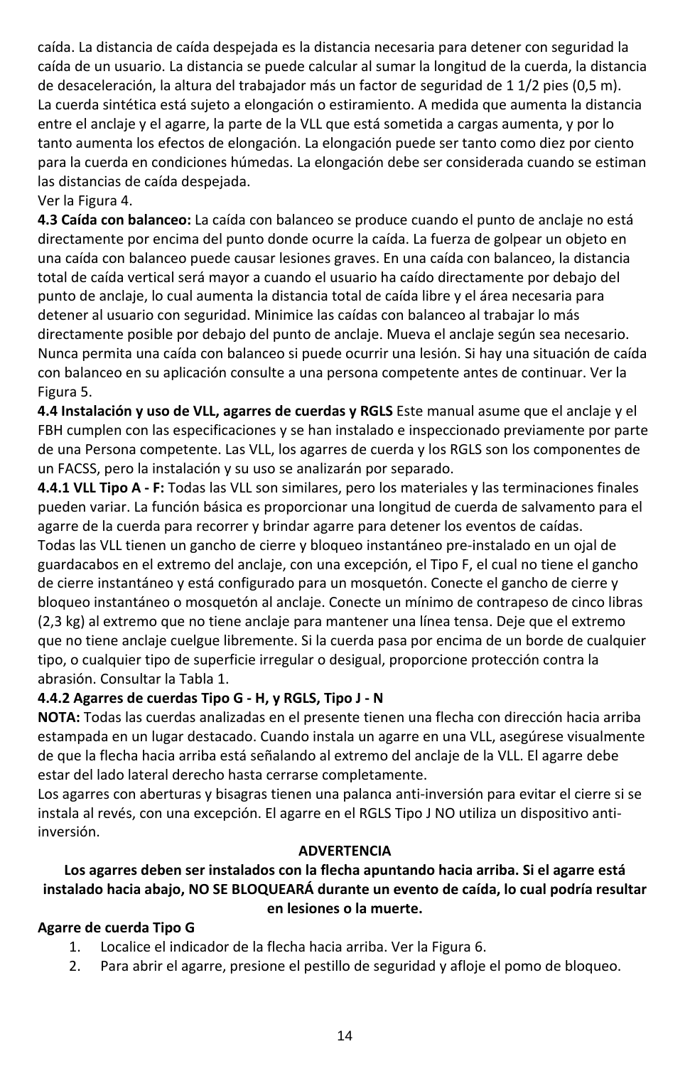caída. La distancia de caída despejada es la distancia necesaria para detener con seguridad la caída de un usuario. La distancia se puede calcular al sumar la longitud de la cuerda, la distancia de desaceleración, la altura del trabajador más un factor de seguridad de 1 1/2 pies (0,5 m).
La cuerda sintética está sujeto a elongación o estiramiento. A medida que aumenta la distancia entre el anclaje y el agarre, la parte de la VLL que está sometida a cargas aumenta, y por lo tanto aumenta los efectos de elongación. La elongación puede ser tanto como diez por ciento para la cuerda en condiciones húmedas. La elongación debe ser considerada cuando se estiman las distancias de caída despejada.
Ver la Figura 4.

**4.3 Caída con balanceo:** La caída con balanceo se produce cuando el punto de anclaje no está directamente por encima del punto donde ocurre la caída. La fuerza de golpear un objeto en una caída con balanceo puede causar lesiones graves. En una caída con balanceo, la distancia total de caída vertical será mayor a cuando el usuario ha caído directamente por debajo del punto de anclaje, lo cual aumenta la distancia total de caída libre y el área necesaria para detener al usuario con seguridad. Minimice las caídas con balanceo al trabajar lo más directamente posible por debajo del punto de anclaje. Mueva el anclaje según sea necesario. Nunca permita una caída con balanceo si puede ocurrir una lesión. Si hay una situación de caída con balanceo en su aplicación consulte a una persona competente antes de continuar. Ver la Figura 5.

**4.4 Instalación y uso de VLL, agarres de cuerdas y RGLS** Este manual asume que el anclaje y el FBH cumplen con las especificaciones y se han instalado e inspeccionado previamente por parte de una Persona competente. Las VLL, los agarres de cuerda y los RGLS son los componentes de un FACSS, pero la instalación y su uso se analizarán por separado.

**4.4.1 VLL Tipo A - F:** Todas las VLL son similares, pero los materiales y las terminaciones finales pueden variar. La función básica es proporcionar una longitud de cuerda de salvamento para el agarre de la cuerda para recorrer y brindar agarre para detener los eventos de caídas.
Todas las VLL tienen un gancho de cierre y bloqueo instantáneo pre-instalado en un ojal de guardacabos en el extremo del anclaje, con una excepción, el Tipo F, el cual no tiene el gancho de cierre instantáneo y está configurado para un mosquetón. Conecte el gancho de cierre y bloqueo instantáneo o mosquetón al anclaje. Conecte un mínimo de contrapeso de cinco libras (2,3 kg) al extremo que no tiene anclaje para mantener una línea tensa. Deje que el extremo que no tiene anclaje cuelgue libremente. Si la cuerda pasa por encima de un borde de cualquier tipo, o cualquier tipo de superficie irregular o desigual, proporcione protección contra la abrasión. Consultar la Tabla 1.

**4.4.2 Agarres de cuerdas Tipo G - H, y RGLS, Tipo J - N**

**NOTA:** Todas las cuerdas analizadas en el presente tienen una flecha con dirección hacia arriba estampada en un lugar destacado. Cuando instala un agarre en una VLL, asegúrese visualmente de que la flecha hacia arriba está señalando al extremo del anclaje de la VLL. El agarre debe estar del lado lateral derecho hasta cerrarse completamente.
Los agarres con aberturas y bisagras tienen una palanca anti-inversión para evitar el cierre si se instala al revés, con una excepción. El agarre en el RGLS Tipo J NO utiliza un dispositivo anti-inversión.

**ADVERTENCIA**

**Los agarres deben ser instalados con la flecha apuntando hacia arriba. Si el agarre está instalado hacia abajo, NO SE BLOQUEARÁ durante un evento de caída, lo cual podría resultar en lesiones o la muerte.**

**Agarre de cuerda Tipo G**

1. Localice el indicador de la flecha hacia arriba. Ver la Figura 6.
2. Para abrir el agarre, presione el pestillo de seguridad y afloje el pomo de bloqueo.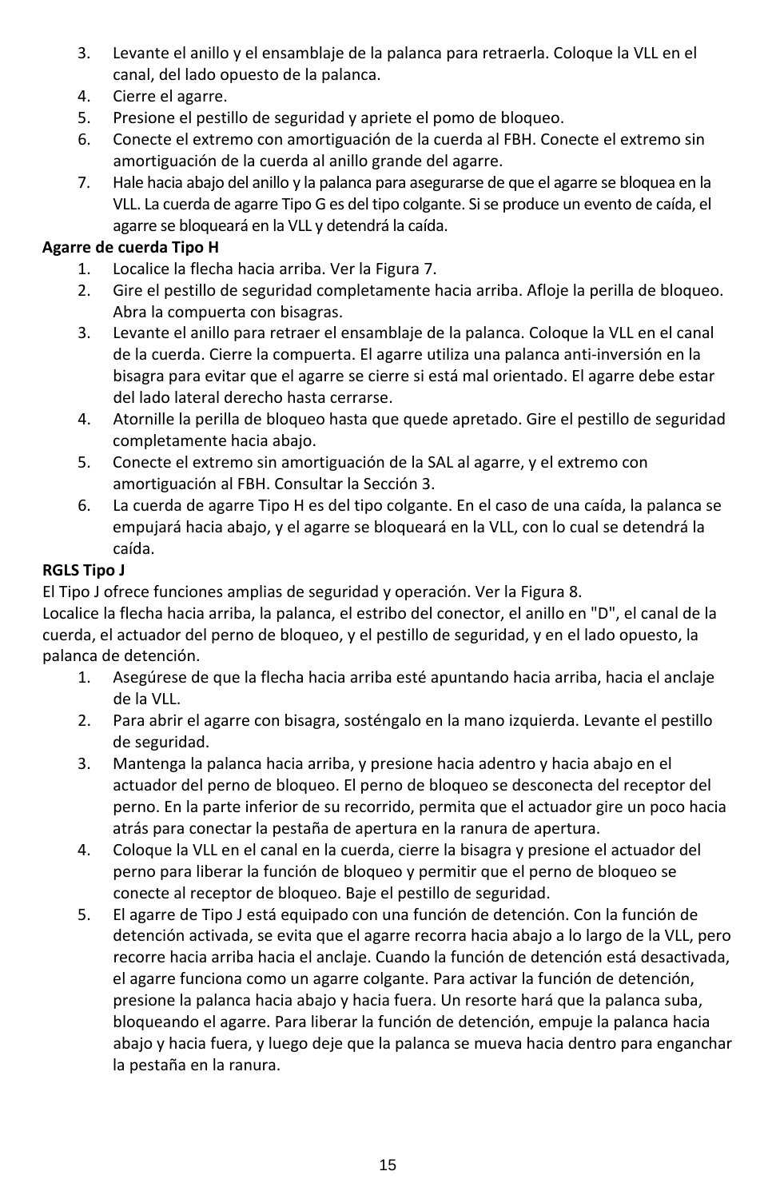3. Levante el anillo y el ensamblaje de la palanca para retraerla. Coloque la VLL en el canal, del lado opuesto de la palanca.
4. Cierre el agarre.
5. Presione el pestillo de seguridad y apriete el pomo de bloqueo.
6. Conecte el extremo con amortiguación de la cuerda al FBH. Conecte el extremo sin amortiguación de la cuerda al anillo grande del agarre.
7. Hale hacia abajo del anillo y la palanca para asegurarse de que el agarre se bloquea en la VLL. La cuerda de agarre Tipo G es del tipo colgante. Si se produce un evento de caída, el agarre se bloqueará en la VLL y detendrá la caída.

**Agarre de cuerda Tipo H**

1. Localice la flecha hacia arriba. Ver la Figura 7.
2. Gire el pestillo de seguridad completamente hacia arriba. Afloje la perilla de bloqueo. Abra la compuerta con bisagras.
3. Levante el anillo para retraer el ensamblaje de la palanca. Coloque la VLL en el canal de la cuerda. Cierre la compuerta. El agarre utiliza una palanca anti-inversión en la bisagra para evitar que el agarre se cierre si está mal orientado. El agarre debe estar del lado lateral derecho hasta cerrarse.
4. Atornille la perilla de bloqueo hasta que quede apretado. Gire el pestillo de seguridad completamente hacia abajo.
5. Conecte el extremo sin amortiguación de la SAL al agarre, y el extremo con amortiguación al FBH. Consultar la Sección 3.
6. La cuerda de agarre Tipo H es del tipo colgante. En el caso de una caída, la palanca se empujará hacia abajo, y el agarre se bloqueará en la VLL, con lo cual se detendrá la caída.

**RGLS Tipo J**

El Tipo J ofrece funciones amplias de seguridad y operación. Ver la Figura 8.
Localice la flecha hacia arriba, la palanca, el estribo del conector, el anillo en "D", el canal de la cuerda, el actuador del perno de bloqueo, y el pestillo de seguridad, y en el lado opuesto, la palanca de detención.

1. Asegúrese de que la flecha hacia arriba esté apuntando hacia arriba, hacia el anclaje de la VLL.
2. Para abrir el agarre con bisagra, sosténgalo en la mano izquierda. Levante el pestillo de seguridad.
3. Mantenga la palanca hacia arriba, y presione hacia adentro y hacia abajo en el actuador del perno de bloqueo. El perno de bloqueo se desconecta del receptor del perno. En la parte inferior de su recorrido, permita que el actuador gire un poco hacia atrás para conectar la pestaña de apertura en la ranura de apertura.
4. Coloque la VLL en el canal en la cuerda, cierre la bisagra y presione el actuador del perno para liberar la función de bloqueo y permitir que el perno de bloqueo se conecte al receptor de bloqueo. Baje el pestillo de seguridad.
5. El agarre de Tipo J está equipado con una función de detención. Con la función de detención activada, se evita que el agarre recorra hacia abajo a lo largo de la VLL, pero recorre hacia arriba hacia el anclaje. Cuando la función de detención está desactivada, el agarre funciona como un agarre colgante. Para activar la función de detención, presione la palanca hacia abajo y hacia fuera. Un resorte hará que la palanca suba, bloqueando el agarre. Para liberar la función de detención, empuje la palanca hacia abajo y hacia fuera, y luego deje que la palanca se mueva hacia dentro para enganchar la pestaña en la ranura.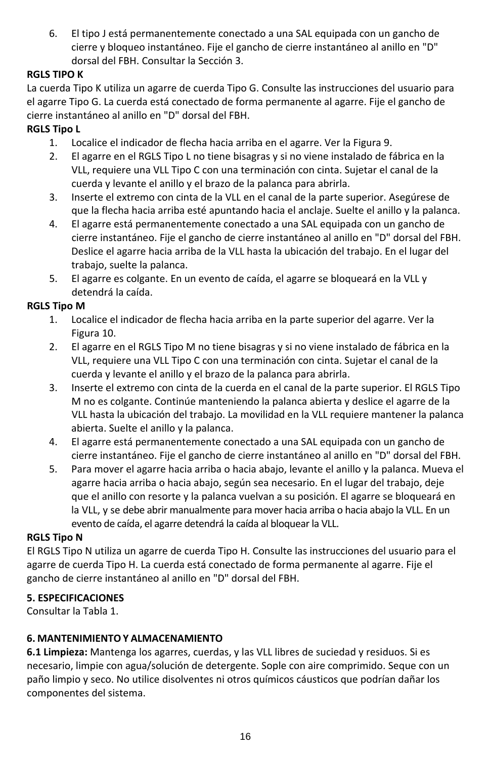6. El tipo J está permanentemente conectado a una SAL equipada con un gancho de cierre y bloqueo instantáneo. Fije el gancho de cierre instantáneo al anillo en "D" dorsal del FBH. Consultar la Sección 3.

**RGLS TIPO K**

La cuerda Tipo K utiliza un agarre de cuerda Tipo G. Consulte las instrucciones del usuario para el agarre Tipo G. La cuerda está conectado de forma permanente al agarre. Fije el gancho de cierre instantáneo al anillo en "D" dorsal del FBH.

**RGLS Tipo L**

1. Localice el indicador de flecha hacia arriba en el agarre. Ver la Figura 9.
2. El agarre en el RGLS Tipo L no tiene bisagras y si no viene instalado de fábrica en la VLL, requiere una VLL Tipo C con una terminación con cinta. Sujetar el canal de la cuerda y levante el anillo y el brazo de la palanca para abrirla.
3. Inserte el extremo con cinta de la VLL en el canal de la parte superior. Asegúrese de que la flecha hacia arriba esté apuntando hacia el anclaje. Suelte el anillo y la palanca.
4. El agarre está permanentemente conectado a una SAL equipada con un gancho de cierre instantáneo. Fije el gancho de cierre instantáneo al anillo en "D" dorsal del FBH. Deslice el agarre hacia arriba de la VLL hasta la ubicación del trabajo. En el lugar del trabajo, suelte la palanca.
5. El agarre es colgante. En un evento de caída, el agarre se bloqueará en la VLL y detendrá la caída.

**RGLS Tipo M**

1. Localice el indicador de flecha hacia arriba en la parte superior del agarre. Ver la Figura 10.
2. El agarre en el RGLS Tipo M no tiene bisagras y si no viene instalado de fábrica en la VLL, requiere una VLL Tipo C con una terminación con cinta. Sujetar el canal de la cuerda y levante el anillo y el brazo de la palanca para abrirla.
3. Inserte el extremo con cinta de la cuerda en el canal de la parte superior. El RGLS Tipo M no es colgante. Continúe manteniendo la palanca abierta y deslice el agarre de la VLL hasta la ubicación del trabajo. La movilidad en la VLL requiere mantener la palanca abierta. Suelte el anillo y la palanca.
4. El agarre está permanentemente conectado a una SAL equipada con un gancho de cierre instantáneo. Fije el gancho de cierre instantáneo al anillo en "D" dorsal del FBH.
5. Para mover el agarre hacia arriba o hacia abajo, levante el anillo y la palanca. Mueva el agarre hacia arriba o hacia abajo, según sea necesario. En el lugar del trabajo, deje que el anillo con resorte y la palanca vuelvan a su posición. El agarre se bloqueará en la VLL, y se debe abrir manualmente para mover hacia arriba o hacia abajo la VLL. En un evento de caída, el agarre detendrá la caída al bloquear la VLL.

**RGLS Tipo N**

El RGLS Tipo N utiliza un agarre de cuerda Tipo H. Consulte las instrucciones del usuario para el agarre de cuerda Tipo H. La cuerda está conectado de forma permanente al agarre. Fije el gancho de cierre instantáneo al anillo en "D" dorsal del FBH.

**5. ESPECIFICACIONES**

Consultar la Tabla 1.

**6. MANTENIMIENTO Y ALMACENAMIENTO**

**6.1 Limpieza:** Mantenga los agarres, cuerdas, y las VLL libres de suciedad y residuos. Si es necesario, limpie con agua/solución de detergente. Sople con aire comprimido. Seque con un paño limpio y seco. No utilice disolventes ni otros químicos cáusticos que podrían dañar los componentes del sistema.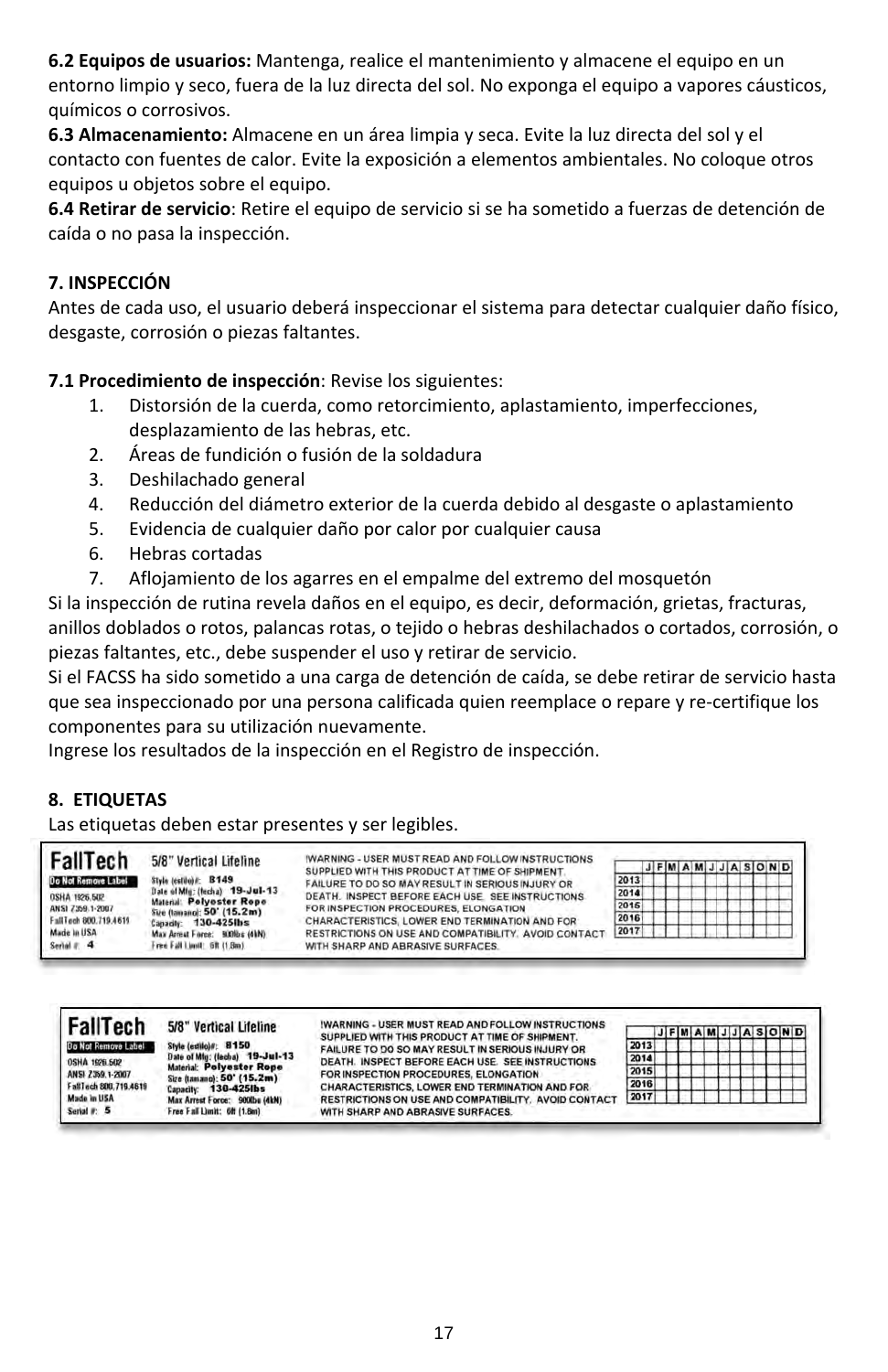**6.2 Equipos de usuarios:** Mantenga, realice el mantenimiento y almacene el equipo en un entorno limpio y seco, fuera de la luz directa del sol. No exponga el equipo a vapores cáusticos, químicos o corrosivos.
**6.3 Almacenamiento:** Almacene en un área limpia y seca. Evite la luz directa del sol y el contacto con fuentes de calor. Evite la exposición a elementos ambientales. No coloque otros equipos u objetos sobre el equipo.
**6.4 Retirar de servicio**: Retire el equipo de servicio si se ha sometido a fuerzas de detención de caída o no pasa la inspección.

**7. INSPECCIÓN**
Antes de cada uso, el usuario deberá inspeccionar el sistema para detectar cualquier daño físico, desgaste, corrosión o piezas faltantes.

**7.1 Procedimiento de inspección**: Revise los siguientes:

1. Distorsión de la cuerda, como retorcimiento, aplastamiento, imperfecciones, desplazamiento de las hebras, etc.
2. Áreas de fundición o fusión de la soldadura
3. Deshilachado general
4. Reducción del diámetro exterior de la cuerda debido al desgaste o aplastamiento
5. Evidencia de cualquier daño por calor por cualquier causa
6. Hebras cortadas
7. Aflojamiento de los agarres en el empalme del extremo del mosquetón

Si la inspección de rutina revela daños en el equipo, es decir, deformación, grietas, fracturas, anillos doblados o rotos, palancas rotas, o tejido o hebras deshilachados o cortados, corrosión, o piezas faltantes, etc., debe suspender el uso y retirar de servicio.
Si el FACSS ha sido sometido a una carga de detención de caída, se debe retirar de servicio hasta que sea inspeccionado por una persona calificada quien reemplace o repare y re-certifique los componentes para su utilización nuevamente.
Ingrese los resultados de la inspección en el Registro de inspección.

**8. ETIQUETAS**
Las etiquetas deben estar presentes y ser legibles.

FallTech
Do Not Remove Label
OSHA 1926.502
ANSI Z359.1-2007
FallTech 800.719.4619
Made in USA
Serial #: 4

5/8" Vertical Lifeline
Style (estilo)#: 8149
Date of Mfg: (fecha) 19-Jul-13
Material: Polyester Rope
Size (tamano): 50' (15.2m)
Capacity: 130-425lbs
Max Arrest Force: 900lbs (4kN)
Free Fall Limit: 6ft (1.8m)

!WARNING - USER MUST READ AND FOLLOW INSTRUCTIONS SUPPLIED WITH THIS PRODUCT AT TIME OF SHIPMENT. FAILURE TO DO SO MAY RESULT IN SERIOUS INJURY OR DEATH. INSPECT BEFORE EACH USE. SEE INSTRUCTIONS FOR INSPECTION PROCEDURES, ELONGATION CHARACTERISTICS, LOWER END TERMINATION AND FOR RESTRICTIONS ON USE AND COMPATIBILITY. AVOID CONTACT WITH SHARP AND ABRASIVE SURFACES.

| | J | F | M | A | M | J | J | A | S | O | N | D |
|---|---|---|---|---|---|---|---|---|---|---|---|---|
| 2013 | | | | | | | | | | | | |
| 2014 | | | | | | | | | | | | |
| 2015 | | | | | | | | | | | | |
| 2016 | | | | | | | | | | | | |
| 2017 | | | | | | | | | | | | |

FallTech
Do Not Remove Label
OSHA 1926.502
ANSI Z359.1-2007
FallTech 800.719.4619
Made in USA
Serial #: 5

5/8" Vertical Lifeline
Style (estilo)#: 8150
Date of Mfg: (fecha) 19-Jul-13
Material: Polyester Rope
Size (tamano): 50' (15.2m)
Capacity: 130-425lbs
Max Arrest Force: 900lbs (4kN)
Free Fall Limit: 6ft (1.8m)

!WARNING - USER MUST READ AND FOLLOW INSTRUCTIONS SUPPLIED WITH THIS PRODUCT AT TIME OF SHIPMENT. FAILURE TO DO SO MAY RESULT IN SERIOUS INJURY OR DEATH. INSPECT BEFORE EACH USE. SEE INSTRUCTIONS FOR INSPECTION PROCEDURES, ELONGATION CHARACTERISTICS, LOWER END TERMINATION AND FOR RESTRICTIONS ON USE AND COMPATIBILITY. AVOID CONTACT WITH SHARP AND ABRASIVE SURFACES.

| | J | F | M | A | M | J | J | A | S | O | N | D |
|---|---|---|---|---|---|---|---|---|---|---|---|---|
| 2013 | | | | | | | | | | | | |
| 2014 | | | | | | | | | | | | |
| 2015 | | | | | | | | | | | | |
| 2016 | | | | | | | | | | | | |
| 2017 | | | | | | | | | | | | |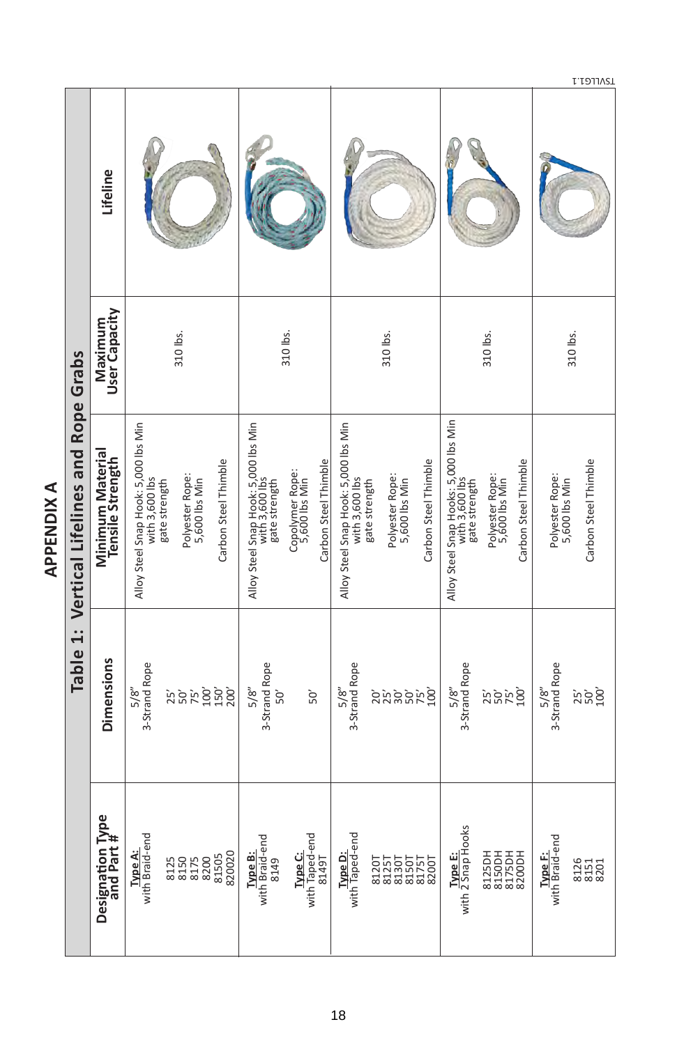# APPENDIX A

## Table 1: Vertical Lifelines and Rope Grabs

| Designation Type and Part # | Dimensions | Minimum Material Tensile Strength | Maximum User Capacity | Lifeline |
|---|---|---|---|---|
| **Type A:** with Braid-end<br>8125<br>8150<br>8175<br>8200<br>81505<br>820020 | 5/8" 3-Strand Rope<br>25'<br>50'<br>75'<br>100'<br>150'<br>200' | Alloy Steel Snap Hook: 5,000 lbs Min with 3,600 lbs gate strength<br>Polyester Rope: 5,600 lbs Min<br>Carbon Steel Thimble | 310 lbs. | |
| **Type B:** with Braid-end<br>8149<br>**Type C:** with Taped-end<br>8149T | 5/8" 3-Strand Rope<br>50'<br><br>50' | Alloy Steel Snap Hook: 5,000 lbs Min with 3,600 lbs gate strength<br>Copolymer Rope: 5,600 lbs Min<br>Carbon Steel Thimble | 310 lbs. | |
| **Type D:** with Taped-end<br>8120T<br>8125T<br>8130T<br>8150T<br>8175T<br>8200T | 5/8" 3-Strand Rope<br>20'<br>25'<br>30'<br>50'<br>75'<br>100' | Alloy Steel Snap Hook: 5,000 lbs Min with 3,600 lbs gate strength<br>Polyester Rope: 5,600 lbs Min<br>Carbon Steel Thimble | 310 lbs. | |
| **Type E:** with 2 Snap Hooks<br>8125DH<br>8150DH<br>8175DH<br>8200DH | 5/8" 3-Strand Rope<br>25'<br>50'<br>75'<br>100' | Alloy Steel Snap Hooks: 5,000 lbs Min with 3,600 lbs gate strength<br>Polyester Rope: 5,600 lbs Min<br>Carbon Steel Thimble | 310 lbs. | |
| **Type F:** with Braid-end<br>8126<br>8151<br>8201 | 5/8" 3-Strand Rope<br>25'<br>50'<br>100' | Polyester Rope: 5,600 lbs Min<br>Carbon Steel Thimble | 310 lbs. | |

TSVLLGL1.1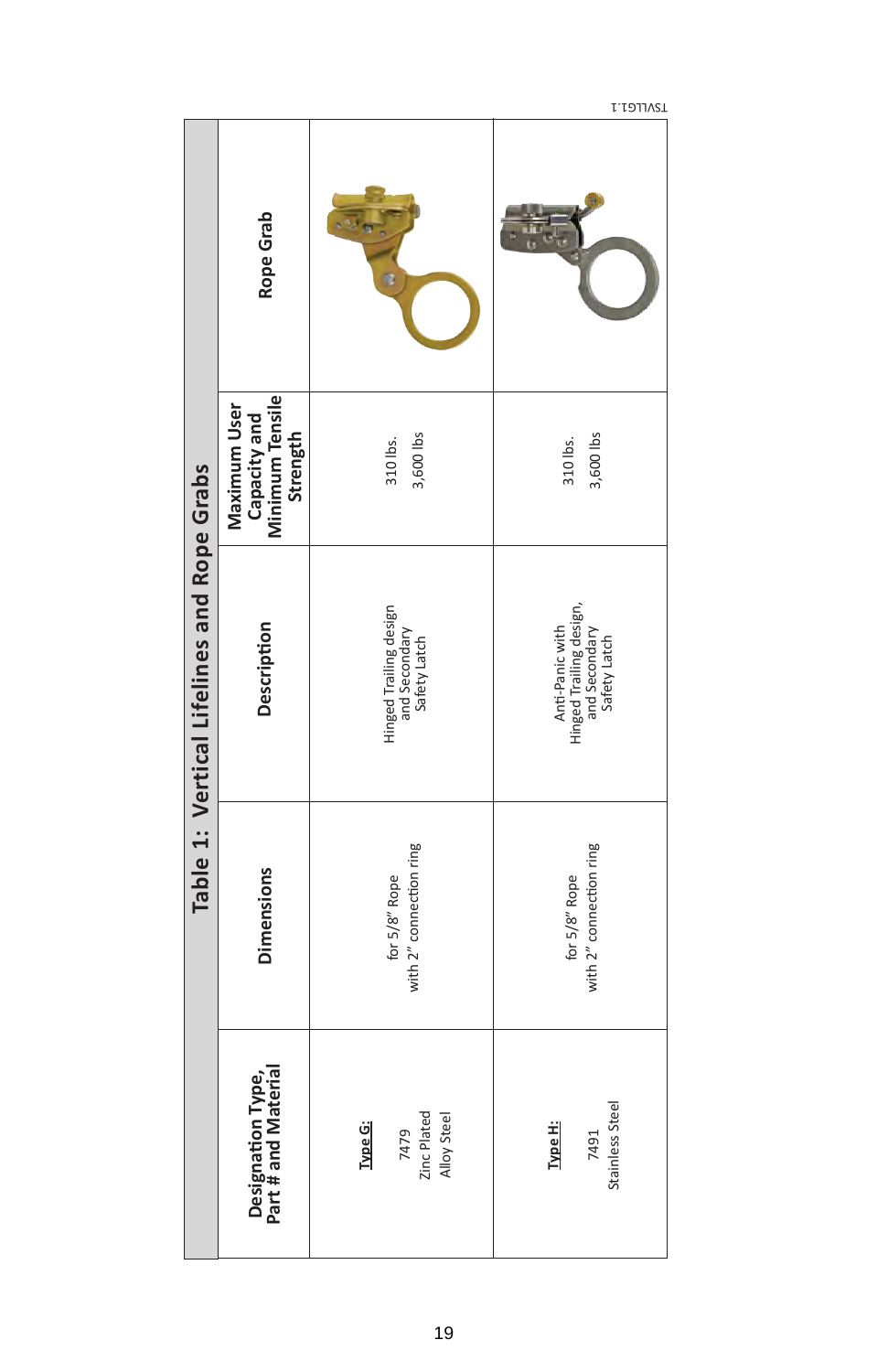## Table 1: Vertical Lifelines and Rope Grabs

| Designation Type, Part # and Material | Dimensions | Description | Maximum User Capacity and Minimum Tensile Strength | Rope Grab |
|---|---|---|---|---|
| **Type G:** 7479 Zinc Plated Alloy Steel | for 5/8" Rope with 2" connection ring | Hinged Trailing design and Secondary Safety Latch | 310 lbs. 3,600 lbs | |
| **Type H:** 7491 Stainless Steel | for 5/8" Rope with 2" connection ring | Anti-Panic with Hinged Trailing design, and Secondary Safety Latch | 310 lbs. 3,600 lbs | |

TSVLLG1.1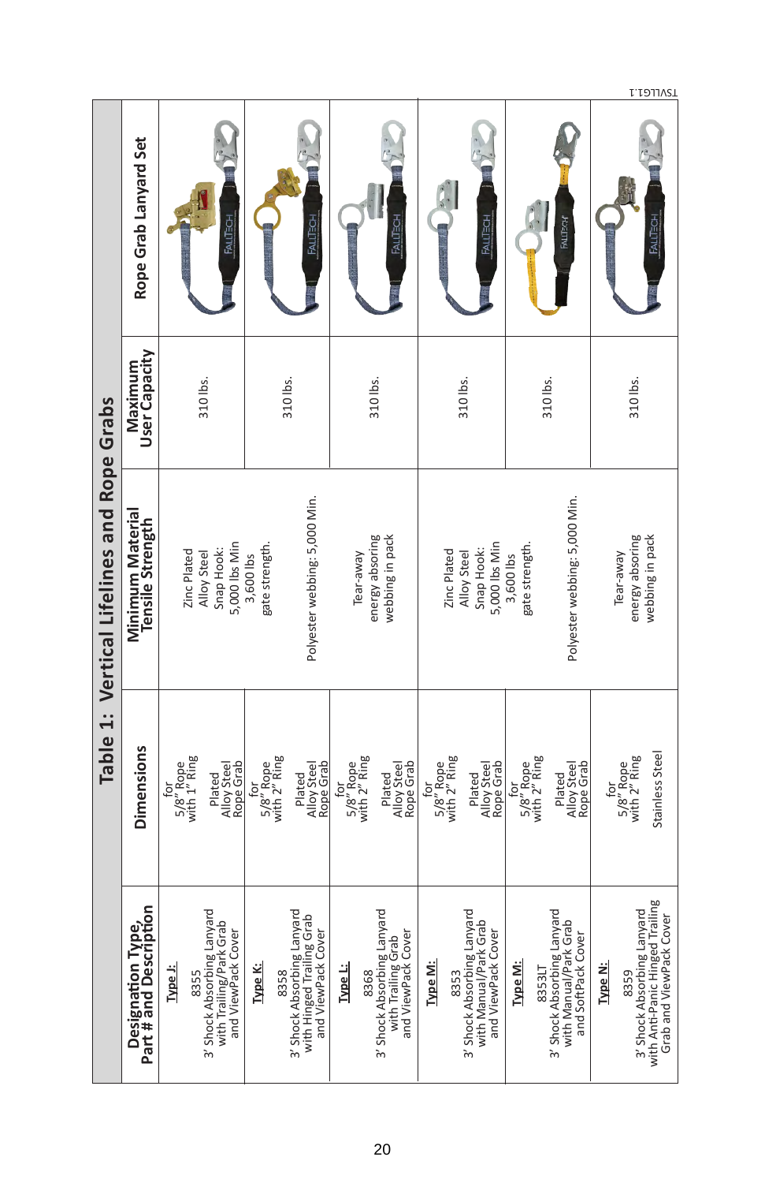# Table 1: Vertical Lifelines and Rope Grabs

| Designation Type, Part # and Description | Dimensions | Minimum Material Tensile Strength | Maximum User Capacity | Rope Grab Lanyard Set |
|---|---|---|---|---|
| **Type J:** 8355 3' Shock Absorbing Lanyard with Trailing/Park Grab and ViewPack Cover | for 5/8" Rope with 1" Ring<br>Plated Alloy Steel Rope Grab | Zinc Plated Alloy Steel Snap Hook: 5,000 lbs Min 3,600 lbs gate strength.<br>Polyester webbing: 5,000 Min. | 310 lbs. | |
| **Type K:** 8358 3' Shock Absorbing Lanyard with Hinged Trailing Grab and ViewPack Cover | for 5/8" Rope with 2" Ring<br>Plated Alloy Steel Rope Grab | | 310 lbs. | |
| **Type L:** 8368 3' Shock Absorbing Lanyard with Trailing Grab and ViewPack Cover | for 5/8" Rope with 2" Ring<br>Plated Alloy Steel Rope Grab | Tear-away energy absorbing webbing in pack | 310 lbs. | |
| **Type M:** 8353 3' Shock Absorbing Lanyard with Manual/Park Grab and ViewPack Cover | for 5/8" Rope with 2" Ring<br>Plated Alloy Steel Rope Grab | Zinc Plated Alloy Steel Snap Hook: 5,000 lbs Min 3,600 lbs gate strength.<br>Polyester webbing: 5,000 Min. | 310 lbs. | |
| **Type M:** 8353LT 3' Shock Absorbing Lanyard with Manual/Park Grab and SoftPack Cover | for 5/8" Rope with 2" Ring<br>Plated Alloy Steel Rope Grab | | 310 lbs. | |
| **Type N:** 8359 3' Shock Absorbing Lanyard with Anti-Panic Hinged Trailing Grab and ViewPack Cover | for 5/8" Rope with 2" Ring<br>Stainless Steel | Tear-away energy absorbing webbing in pack | 310 lbs. | |

TSVLLGT.1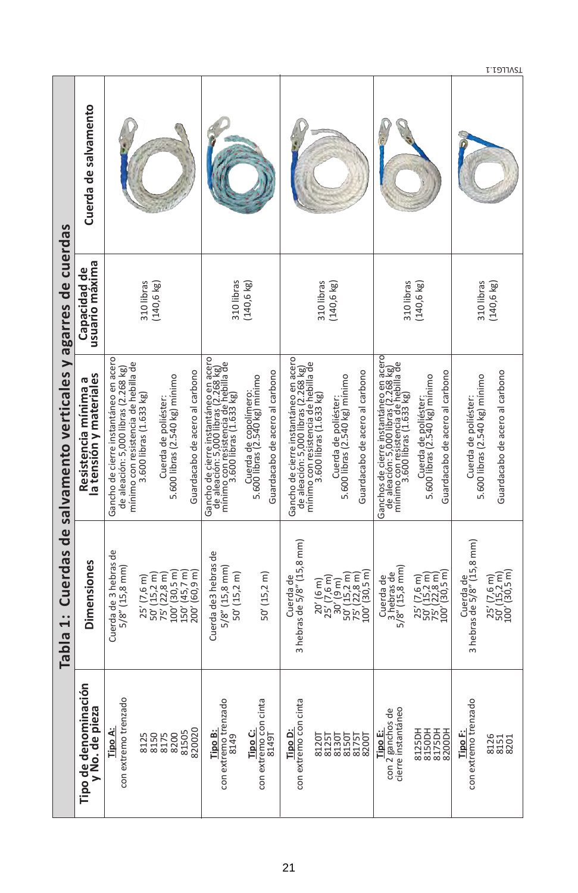# Tabla 1: Cuerdas de salvamento verticales y agarres de cuerdas

| Tipo de denominación y No. de pieza | Dimensiones | Resistencia mínima a la tensión y materiales | Capacidad de usuario máxima | Cuerda de salvamento |
|---|---|---|---|---|
| **Tipo A:** con extremo trenzado<br>8125<br>8150<br>8175<br>8200<br>81505<br>820020 | Cuerda de 3 hebras de 5/8" (15,8 mm)<br>25' (7,6 m)<br>50' (15,2 m)<br>75' (22,8 m)<br>100' (30,5 m)<br>150' (45,7 m)<br>200' (60,9 m) | Gancho de cierre instantáneo en acero de aleación: 5.000 libras (2.268 kg) mínimo con resistencia de hebilla de 3.600 libras (1.633 kg)<br>Cuerda de poliéster: 5.600 libras (2.540 kg) mínimo<br>Guardacabo de acero al carbono | 310 libras (140,6 kg) | |
| **Tipo B:** con extremo trenzado<br>8149<br>**Tipo C:** con extremo con cinta<br>8149T | Cuerda de3 hebras de 5/8" (15,8 mm)<br>50' (15,2 m)<br>50' (15,2 m) | Gancho de cierre instantáneo en acero de aleación: 5.000 libras (2.268 kg) mínimo con resistencia de hebilla de 3.600 libras (1.633 kg)<br>Cuerda de copolímero: 5.600 libras (2.540 kg) mínimo<br>Guardacabo de acero al carbono | 310 libras (140,6 kg) | |
| **Tipo D:** con extremo con cinta<br>8120T<br>8125T<br>8130T<br>8150T<br>8175T<br>8200T | Cuerda de 3 hebras de 5/8" (15,8 mm)<br>20' (6 m)<br>25' (7,6 m)<br>30' (9 m)<br>50' (15,2 m)<br>75' (22,8 m)<br>100' (30,5 m) | Gancho de cierre instantáneo en acero de aleación: 5.000 libras (2.268 kg) mínimo con resistencia de hebilla de 3.600 libras (1.633 kg)<br>Cuerda de poliéster: 5.600 libras (2.540 kg) mínimo<br>Guardacabo de acero al carbono | 310 libras (140,6 kg) | |
| **Tipo E:** con 2 ganchos de cierre instantáneo<br>8125DH<br>8150DH<br>8175DH<br>8200DH | Cuerda de 3 hebras de 5/8" (15,8 mm)<br>25' (7,6 m)<br>50' (15,2 m)<br>75' (22,8 m)<br>100' (30,5 m) | Ganchos de cierre instantáneo en acero de aleación: 5.000 libras (2.268 kg) mínimo con resistencia de hebilla de 3.600 libras (1.633 kg)<br>Cuerda de poliéster: 5.600 libras (2.540 kg) mínimo<br>Guardacabo de acero al carbono | 310 libras (140,6 kg) | |
| **Tipo F:** con extremo trenzado<br>8126<br>8151<br>8201 | Cuerda de 3 hebras de 5/8" (15,8 mm)<br>25' (7,6 m)<br>50' (15,2 m)<br>100' (30,5 m) | Cuerda de poliéster: 5.600 libras (2.540 kg) mínimo<br>Guardacabo de acero al carbono | 310 libras (140,6 kg) | |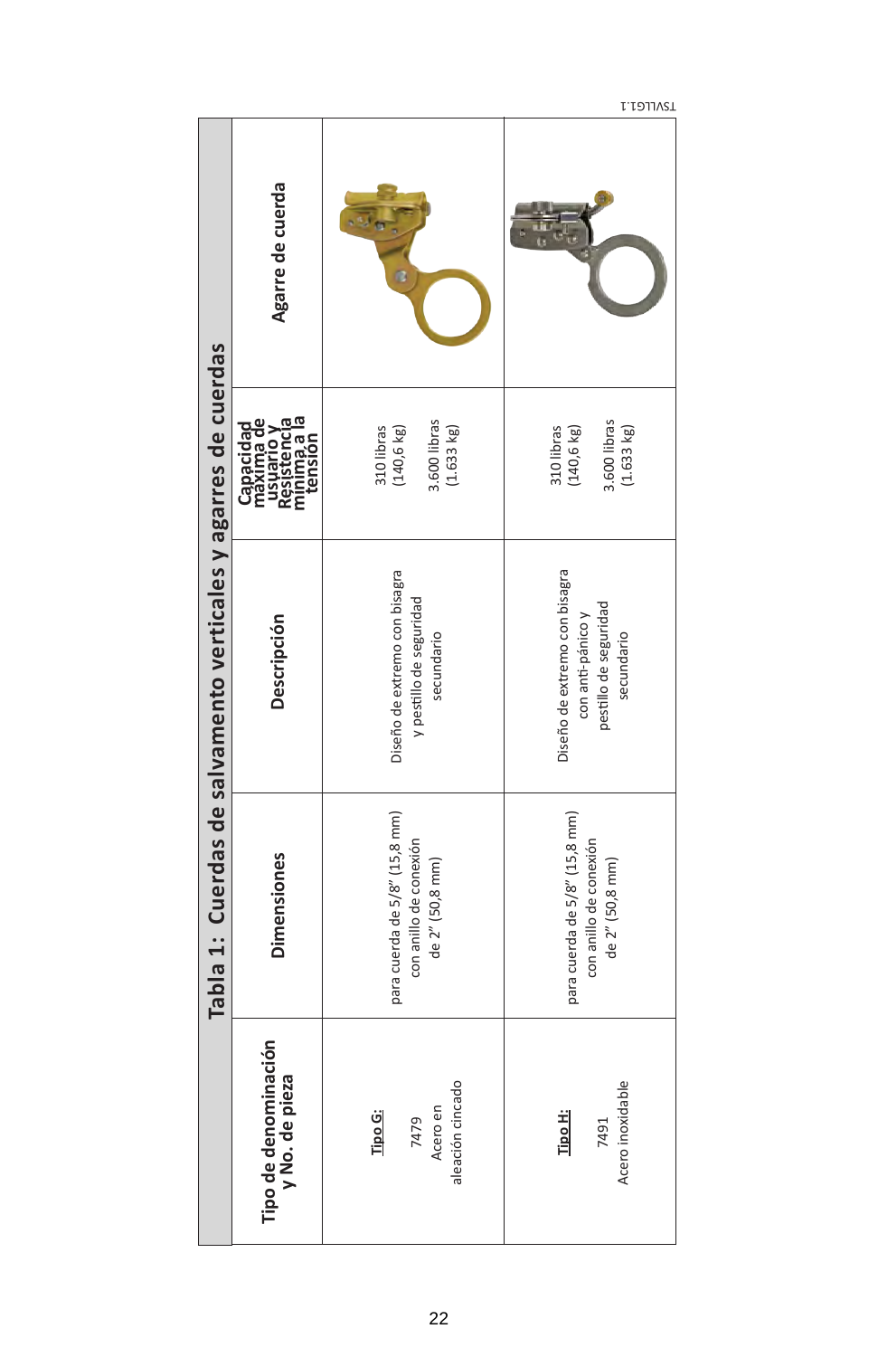## Tabla 1: Cuerdas de salvamento verticales y agarres de cuerdas

| Tipo de denominación y No. de pieza | Dimensiones | Descripción | Capacidad máxima de usuario y Resistencia mínima a la tensión | Agarre de cuerda |
|---|---|---|---|---|
| **Tipo G:** 7479 Acero en aleación cincado | para cuerda de 5/8" (15,8 mm) con anillo de conexión de 2" (50,8 mm) | Diseño de extremo con bisagra y pestillo de seguridad secundario | 310 libras (140,6 kg) 3.600 libras (1.633 kg) | |
| **Tipo H:** 7491 Acero inoxidable | para cuerda de 5/8" (15,8 mm) con anillo de conexión de 2" (50,8 mm) | Diseño de extremo con bisagra con anti-pánico y pestillo de seguridad secundario | 310 libras (140,6 kg) 3.600 libras (1.633 kg) | |

TSVLLGT.1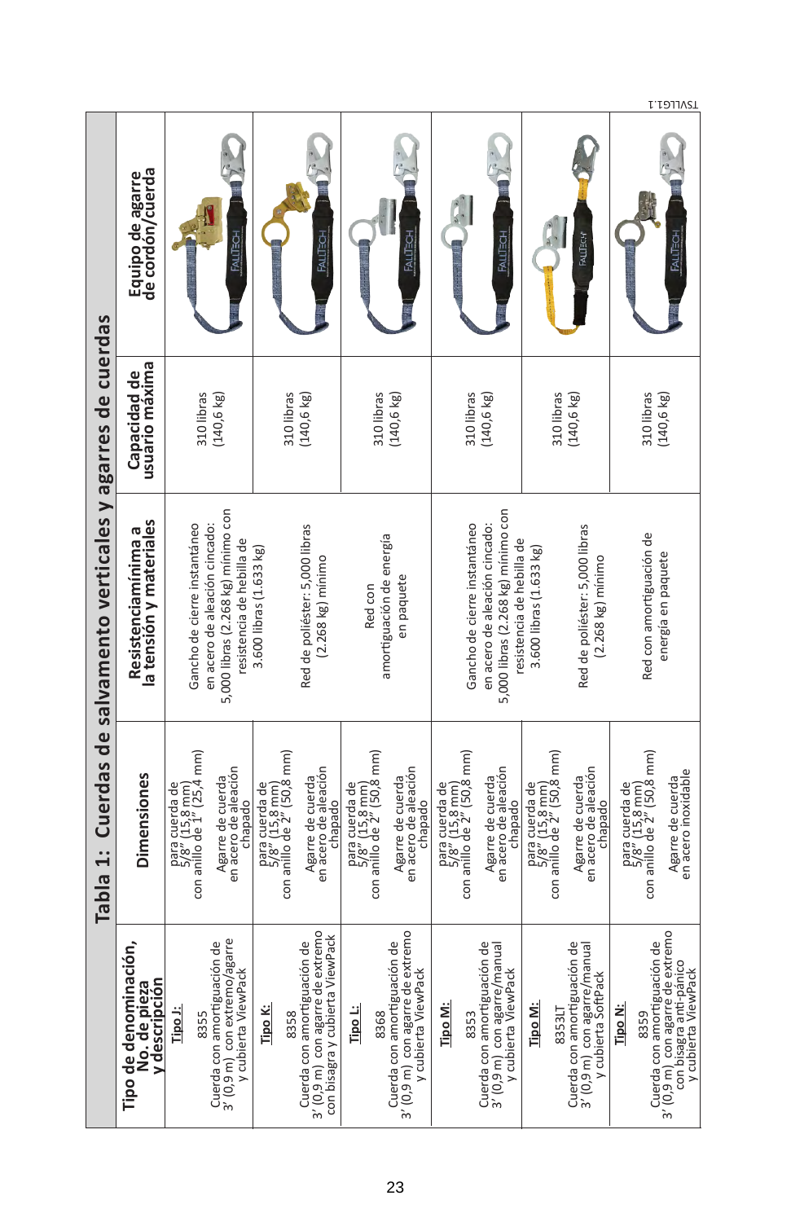# Tabla 1: Cuerdas de salvamento verticales y agarres de cuerdas

| Tipo de denominación, No. de pieza y descripción | Dimensiones | Resistencia mínima a la tensión y materiales | Capacidad de usuario máxima | Equipo de agarre de cordón/cuerda |
|---|---|---|---|---|
| **Tipo J:** 8355 Cuerda con amortiguación de 3' (0,9 m) con extremo/agarre y cubierta ViewPack | para cuerda de 5/8" (15,8 mm) con anillo de 1" (25,4 mm) Agarre de cuerda en acero de aleación chapado | Gancho de cierre instantáneo en acero de aleación cincado: 5,000 libras (2.268 kg) mínimo con resistencia de hebilla de 3.600 libras (1.633 kg) | 310 libras (140,6 kg) | |
| **Tipo K:** 8358 Cuerda con amortiguación de 3' (0,9 m) con agarre de extremo con bisagra y cubierta ViewPack | para cuerda de 5/8" (15,8 mm) con anillo de 2" (50,8 mm) Agarre de cuerda en acero de aleación chapado | Red de poliéster: 5,000 libras (2.268 kg) mínimo | 310 libras (140,6 kg) | |
| **Tipo L:** 8368 Cuerda con amortiguación de 3' (0,9 m) con agarre de extremo y cubierta ViewPack | para cuerda de 5/8" (15,8 mm) con anillo de 2" (50,8 mm) Agarre de cuerda en acero de aleación chapado | Red con amortiguación de energía en paquete | 310 libras (140,6 kg) | |
| **Tipo M:** 8353 Cuerda con amortiguación de 3' (0,9 m) con agarre/manual y cubierta ViewPack | para cuerda de 5/8" (15,8 mm) con anillo de 2" (50,8 mm) Agarre de cuerda en acero de aleación chapado | Gancho de cierre instantáneo en acero de aleación cincado: 5,000 libras (2.268 kg) mínimo con resistencia de hebilla de 3.600 libras (1.633 kg) | 310 libras (140,6 kg) | |
| **Tipo M:** 8353LT Cuerda con amortiguación de 3' (0,9 m) con agarre/manual y cubierta SoftPack | para cuerda de 5/8" (15,8 mm) con anillo de 2" (50,8 mm) Agarre de cuerda en acero de aleación chapado | Red de poliéster: 5,000 libras (2.268 kg) mínimo | 310 libras (140,6 kg) | |
| **Tipo N:** 8359 Cuerda con amortiguación de 3' (0,9 m) con agarre de extremo con bisagra anti-pánico y cubierta ViewPack | para cuerda de 5/8" (15,8 mm) con anillo de 2" (50,8 mm) Agarre de cuerda en acero inoxidable | Red con amortiguación de energía en paquete | 310 libras (140,6 kg) | |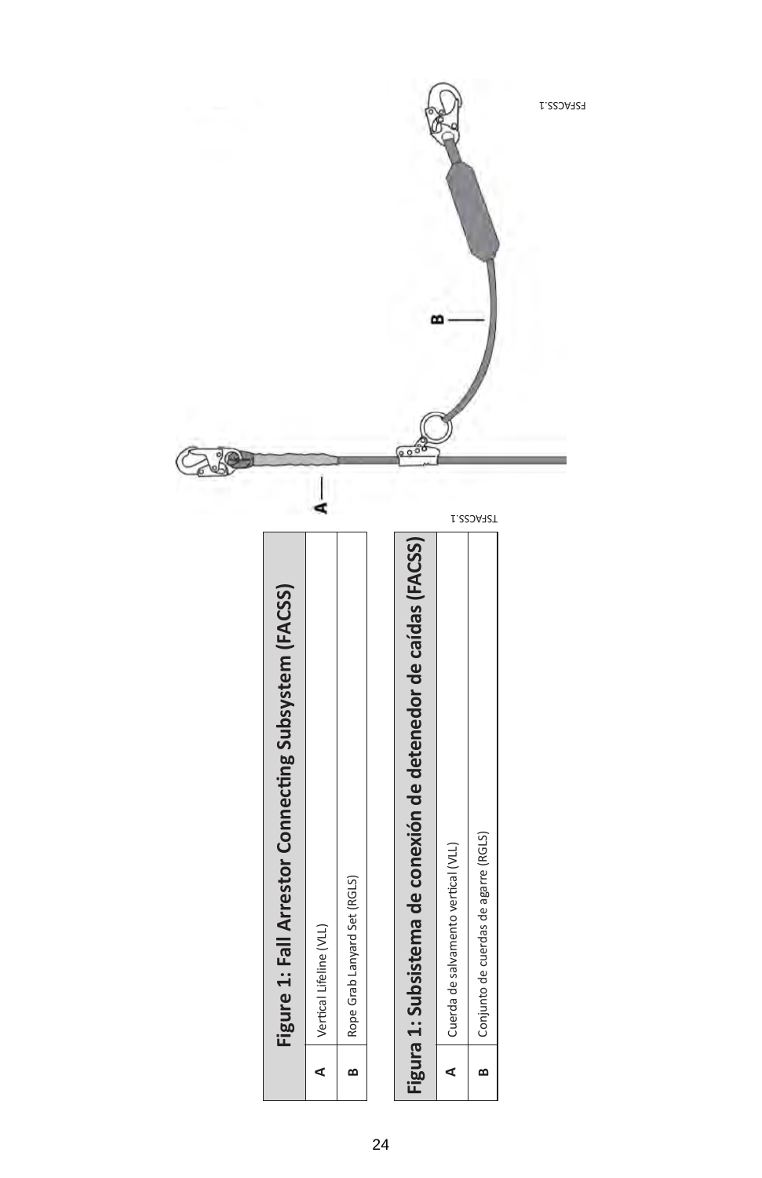| Figure 1: Fall Arrestor Connecting Subsystem (FACSS) | |
|---|---|
| A | Vertical Lifeline (VLL) |
| B | Rope Grab Lanyard Set (RGLS) |

| Figura 1: Subsistema de conexión de detenedor de caídas (FACSS) | |
|---|---|
| A | Cuerda de salvamento vertical (VLL) |
| B | Conjunto de cuerdas de agarre (RGLS) |

A

B

FSFACSS.1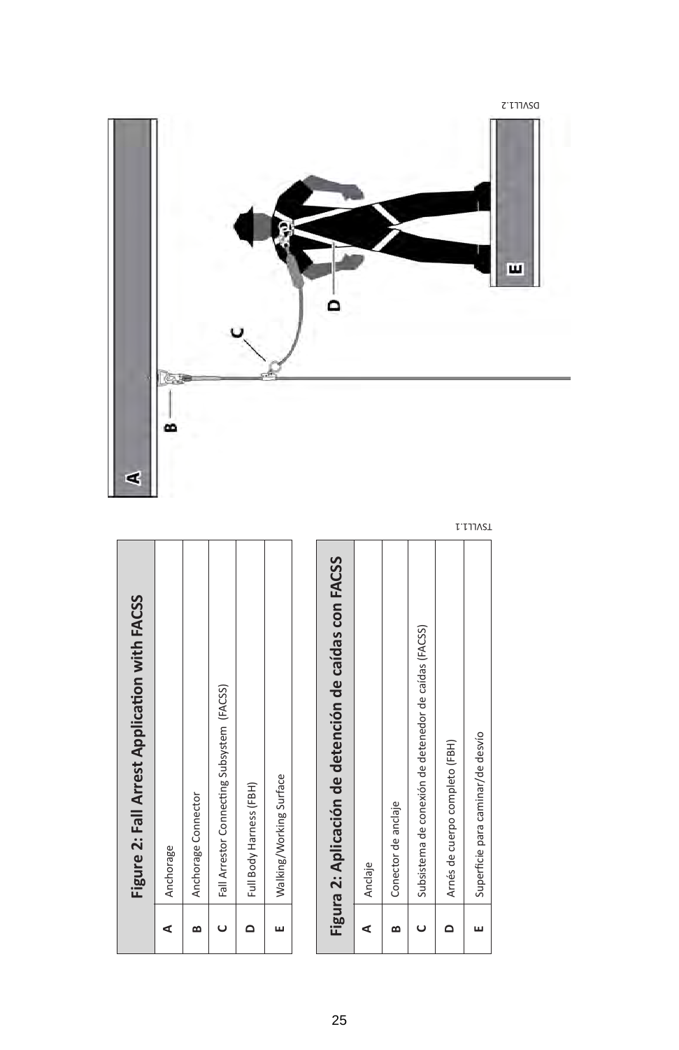| | Figure 2: Fall Arrest Application with FACSS |
|---|---|
| A | Anchorage |
| B | Anchorage Connector |
| C | Fall Arrestor Connecting Subsystem (FACSS) |
| D | Full Body Harness (FBH) |
| E | Walking/Working Surface |

| | Figura 2: Aplicación de detención de caídas con FACSS |
|---|---|
| A | Anclaje |
| B | Conector de anclaje |
| C | Subsistema de conexión de detenedor de caídas (FACSS) |
| D | Arnés de cuerpo completo (FBH) |
| E | Superficie para caminar/de desvío |

TSVLL1.1

A

B

C

D

E

DSVLL1.2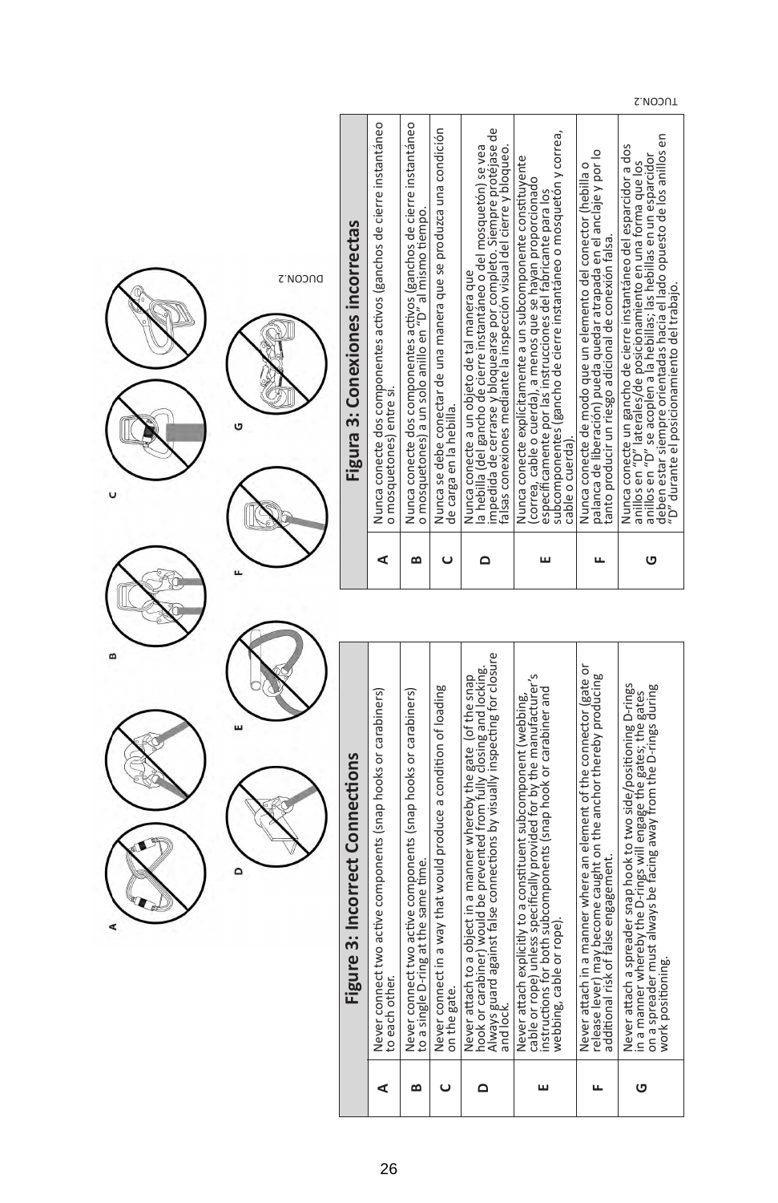## Figure 3: Incorrect Connections

| | |
|---|---|
| A | Never connect two active components (snap hooks or carabiners) to each other. |
| B | Never connect two active components (snap hooks or carabiners) to a single D-ring at the same time. |
| C | Never connect in a way that would produce a condition of loading on the gate. |
| D | Never attach to a object in a manner whereby the gate (of the snap hook or carabiner) would be prevented from fully closing and locking. Always guard against false connections by visually inspecting for closure and lock. |
| E | Never attach explicitly to a constituent subcomponent (webbing, cable or rope) unless specifically provided for by the manufacturer's instructions for both subcomponents (snap hook or carabiner and webbing, cable or rope). |
| F | Never attach in a manner where an element of the connector (gate or release lever) may become caught on the anchor thereby producing additional risk of false engagement. |
| G | Never attach a spreader snap hook to two side/positioning D-rings in a manner whereby the D-rings will engage the gates; the gates on a spreader must always be facing away from the D-rings during work positioning. |

## Figura 3: Conexiones incorrectas

| | |
|---|---|
| A | Nunca conecte dos componentes activos (ganchos de cierre instantáneo o mosquetones) entre sí. |
| B | Nunca conecte dos componentes activos (ganchos de cierre instantáneo o mosquetones) a un solo anillo en "D" al mismo tiempo. |
| C | Nunca se debe conectar de una manera que se produzca una condición de carga en la hebilla. |
| D | Nunca conecte a un objeto de tal manera que la hebilla (del gancho de cierre instantáneo o del mosquetón) se vea impedida de cerrarse y bloquearse por completo. Siempre protéjase de falsas conexiones mediante la inspección visual del cierre y bloqueo. |
| E | Nunca conecte explícitamente a un subcomponente constituyente (correa, cable o cuerda), a menos que se hayan proporcionado específicamente por las instrucciones del fabricante para los subcomponentes (gancho de cierre instantáneo o mosquetón y correa, cable o cuerda). |
| F | Nunca conecte de modo que un elemento del conector (hebilla o palanca de liberación) pueda quedar atrapada en el anclaje y por lo tanto producir un riesgo adicional de conexión falsa. |
| G | Nunca conecte un gancho de cierre instantáneo del esparcidor a dos anillos en "D" laterales/de posicionamiento en una forma que los anillos en "D" se acoplen a las hebillas; las hebillas en un esparcidor deben estar siempre orientadas hacia el lado opuesto de los anillos en "D" durante el posicionamiento del trabajo. |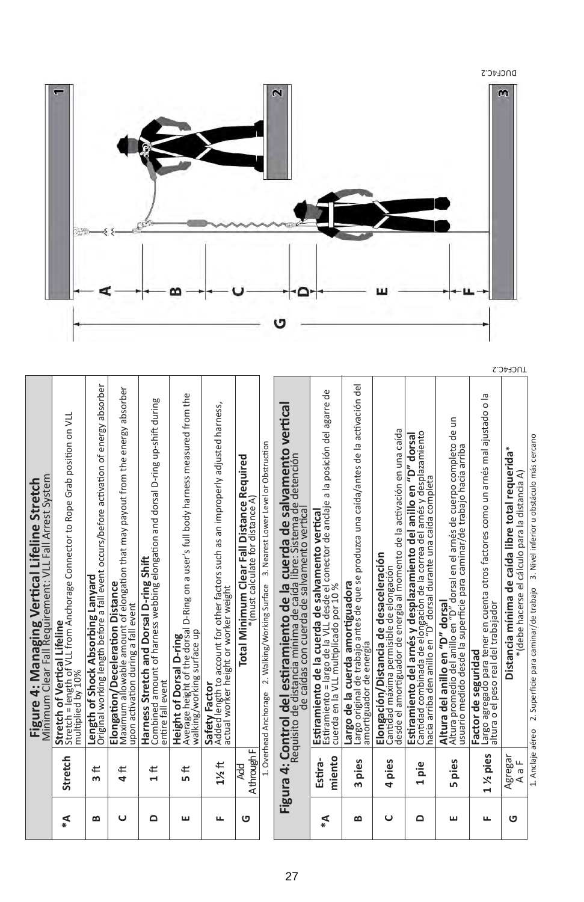# Figure 4: Managing Vertical Lifeline Stretch

Minimum Clear Fall Requirement: VLL Fall Arrest System

| *A | Stretch | **Stretch of Vertical Lifeline**<br>Stretch = length of VLL from Anchorage Connector to Rope Grab position on VLL multiplied by 10% |
|---|---|---|
| B | 3 ft | **Length of Shock Absorbing Lanyard**<br>Original working length before a fall event occurs/before activation of energy absorber |
| C | 4 ft | **Elongation/Deceleration Distance**<br>Maximum allowable amount of elongation that may payout from the energy absorber upon activation during a fall event |
| D | 1 ft | **Harness Stretch and Dorsal D-ring Shift**<br>Combined amount of harness webbing elongation and dorsal D-ring up-shift during entire fall event |
| E | 5 ft | **Height of Dorsal D-ring**<br>Average height of the dorsal D-Ring on a user's full body harness measured from the walking/working surface up |
| F | 1½ ft | **Safety Factor**<br>Added length to account for other factors such as an improperly adjusted harness, actual worker height or worker weight |
| G | Add A through F | **Total Minimum Clear Fall Distance Required**<br>*(must calculate for distance A) |

1. Overhead Anchorage 2. Walking/Working Surface 3. Nearest Lower Level or Obstruction

# Figura 4: Control del estiramiento de la cuerda de salvamento vertical

Requisito de distancia mínima de caída libre: Sistema de detención de caídas con cuerda de salvamento vertical

| *A | Estira-miento | **Estiramiento de la cuerda de salvamento vertical**<br>Estiramiento = largo de la VLL desde el conector de anclaje a la posición del agarre de cuerda en la VLL multiplicado por 10 % |
|---|---|---|
| B | 3 pies | **Largo de la cuerda amortiguadora**<br>Largo original de trabajo antes de que se produzca una caída/antes de la activación del amortiguador de energía |
| C | 4 pies | **Elongación/Distancia de desaceleración**<br>Cantidad máxima permisible de elongación desde el amortiguador de energía al momento de la activación en una caída |
| D | 1 pie | **Estiramiento del arnés y desplazamiento del anillo en "D" dorsal**<br>Cantidad combinada de elongación de la correa del arnés y desplazamiento hacia arriba den anillo en "D" dorsal durante una caída completa |
| E | 5 pies | **Altura del anillo en "D" dorsal**<br>Altura promedio del anillo en "D" dorsal en el arnés de cuerpo completo de un usuario medido desde la superficie para caminar/de trabajo hacia arriba |
| F | 1 ½ pies | **Factor de seguridad**<br>Largo agregado para tener en cuenta otros factores como un arnés mal ajustado o la altura o el peso real del trabajador |
| G | Agregar A a F | **Distancia mínima de caída libre total requerida***<br>*(debe hacerse el cálculo para la distancia A) |

1. Anclaje aéreo 2. Superficie para caminar/de trabajo 3. Nivel inferior u obstáculo más cercano

TUCF4C.2

1
2
3
A
B
C
D
E
F
G

DUCF4C.2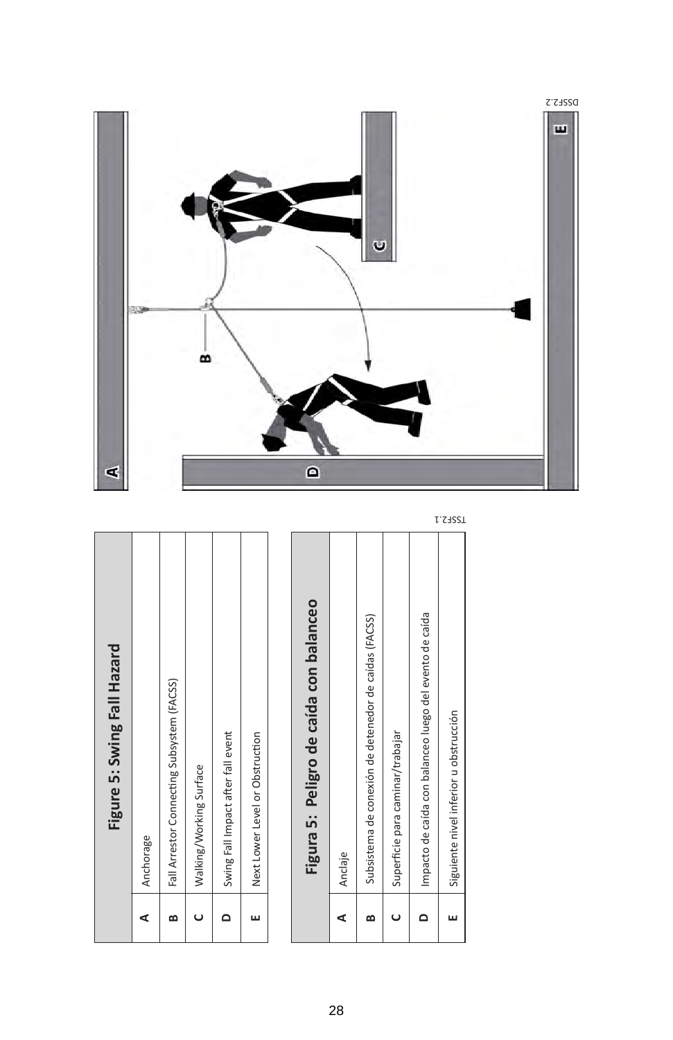| | Figure 5: Swing Fall Hazard |
|---|---|
| A | Anchorage |
| B | Fall Arrestor Connecting Subsystem (FACSS) |
| C | Walking/Working Surface |
| D | Swing Fall Impact after fall event |
| E | Next Lower Level or Obstruction |

| | Figura 5: Peligro de caída con balanceo |
|---|---|
| A | Anclaje |
| B | Subsistema de conexión de detenedor de caídas (FACSS) |
| C | Superficie para caminar/trabajar |
| D | Impacto de caída con balanceo luego del evento de caída |
| E | Siguiente nivel inferior u obstrucción |

TSSF2.1

DSSF2.2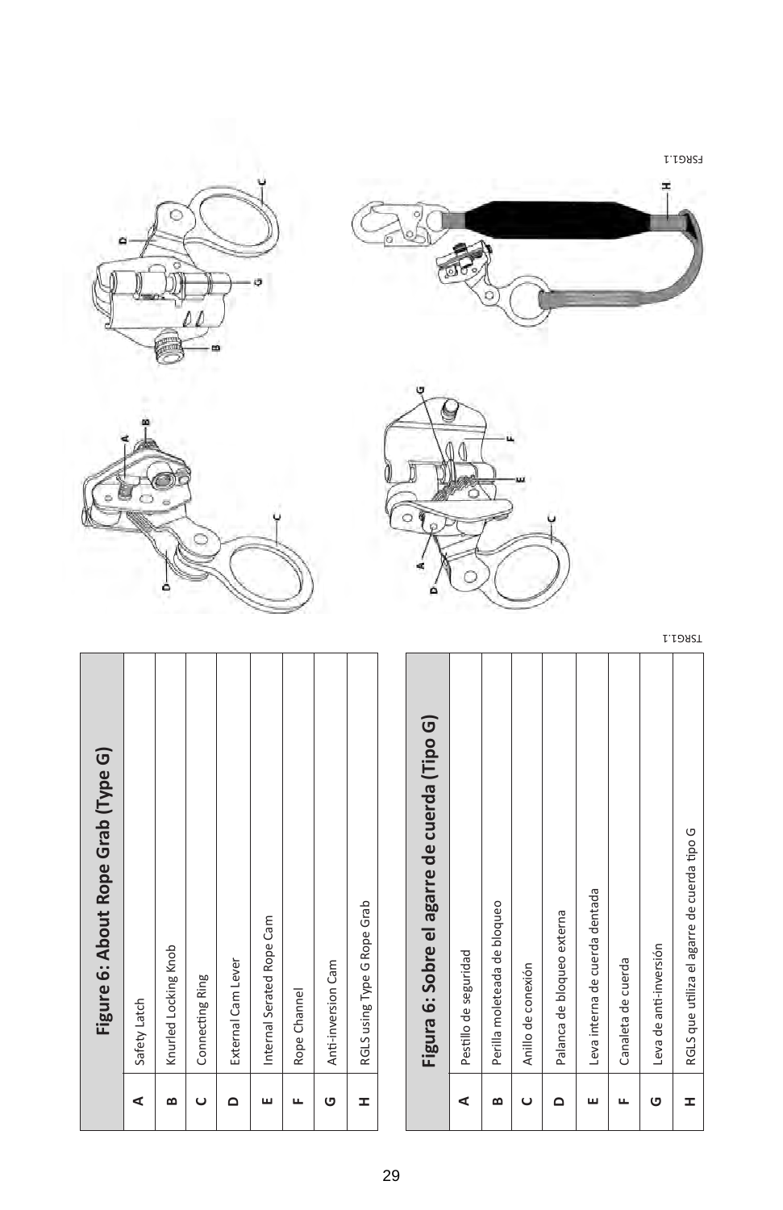## Figure 6: About Rope Grab (Type G)

| | |
|---|---|
| A | Safety Latch |
| B | Knurled Locking Knob |
| C | Connecting Ring |
| D | External Cam Lever |
| E | Internal Serated Rope Cam |
| F | Rope Channel |
| G | Anti-inversion Cam |
| H | RGLS using Type G Rope Grab |

## Figura 6: Sobre el agarre de cuerda (Tipo G)

| | |
|---|---|
| A | Pestillo de seguridad |
| B | Perilla moleteada de bloqueo |
| C | Anillo de conexión |
| D | Palanca de bloqueo externa |
| E | Leva interna de cuerda dentada |
| F | Canaleta de cuerda |
| G | Leva de anti-inversión |
| H | RGLS que utiliza el agarre de cuerda tipo G |

A
B
C
D
G
E
F
H

TSRG1.1

FSRG1.1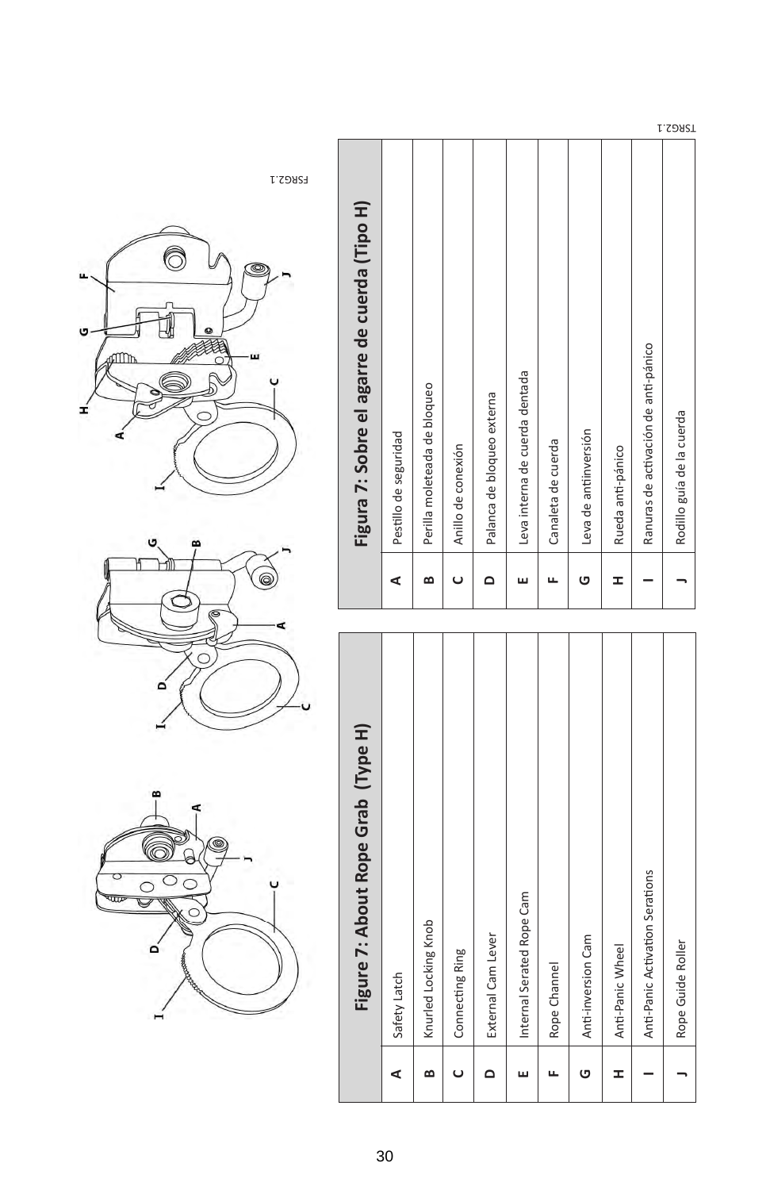## Figure 7: About Rope Grab (Type H)

| | |
|---|---|
| A | Safety Latch |
| B | Knurled Locking Knob |
| C | Connecting Ring |
| D | External Cam Lever |
| E | Internal Serated Rope Cam |
| F | Rope Channel |
| G | Anti-inversion Cam |
| H | Anti-Panic Wheel |
| I | Anti-Panic Activation Serations |
| J | Rope Guide Roller |

## Figura 7: Sobre el agarre de cuerda (Tipo H)

| | |
|---|---|
| A | Pestillo de seguridad |
| B | Perilla moleteada de bloqueo |
| C | Anillo de conexión |
| D | Palanca de bloqueo externa |
| E | Leva interna de cuerda dentada |
| F | Canaleta de cuerda |
| G | Leva de antiinversión |
| H | Rueda anti-pánico |
| I | Ranuras de activación de anti-pánico |
| J | Rodillo guía de la cuerda |

FSRG2.1

TSRG2.1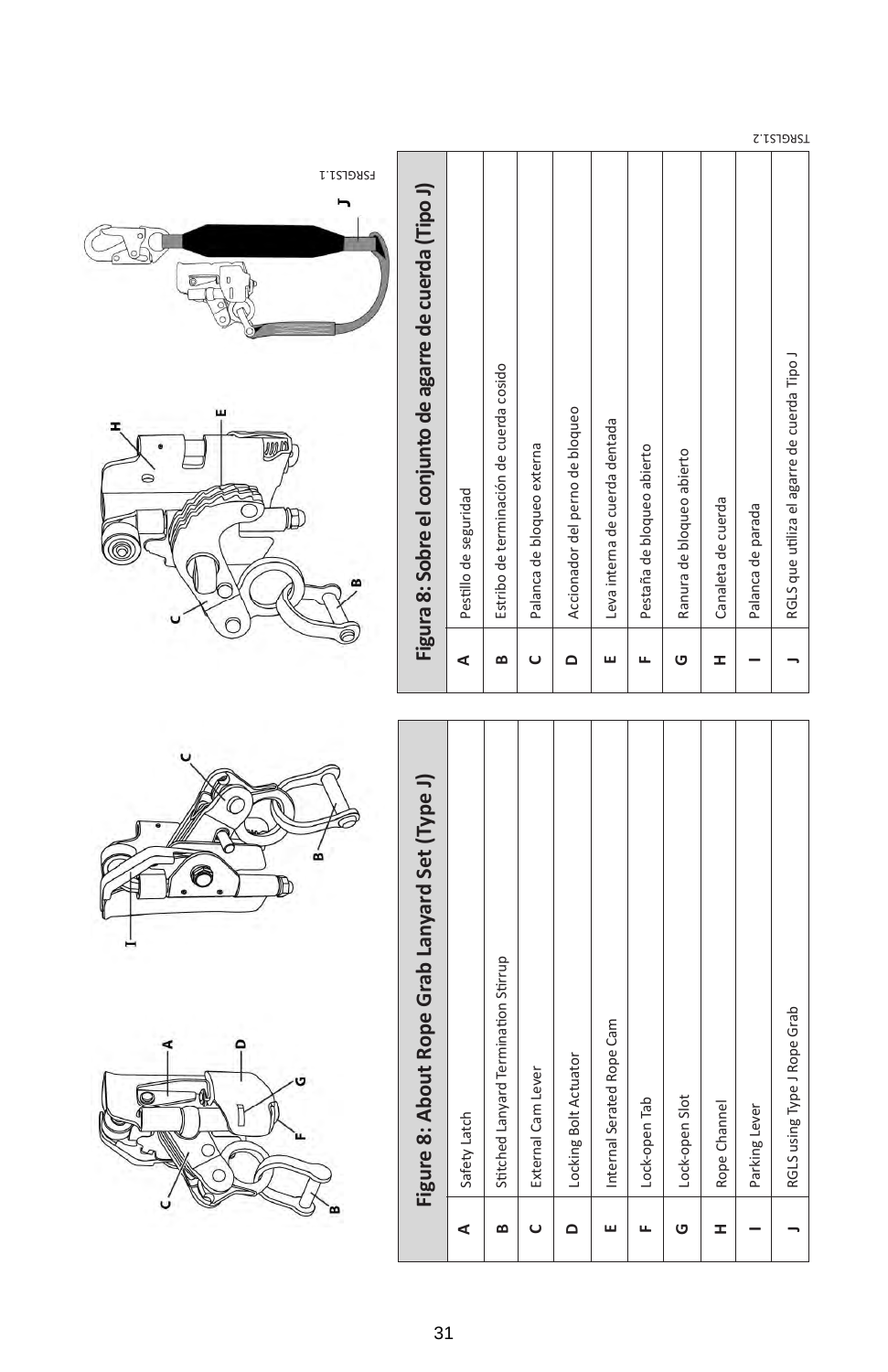## Figure 8: About Rope Grab Lanyard Set (Type J)

| | |
|---|---|
| A | Safety Latch |
| B | Stitched Lanyard Termination Stirrup |
| C | External Cam Lever |
| D | Locking Bolt Actuator |
| E | Internal Serated Rope Cam |
| F | Lock-open Tab |
| G | Lock-open Slot |
| H | Rope Channel |
| I | Parking Lever |
| J | RGLS using Type J Rope Grab |

## Figura 8: Sobre el conjunto de agarre de cuerda (Tipo J)

| | |
|---|---|
| A | Pestillo de seguridad |
| B | Estribo de terminación de cuerda cosido |
| C | Palanca de bloqueo externa |
| D | Accionador del perno de bloqueo |
| E | Leva interna de cuerda dentada |
| F | Pestaña de bloqueo abierto |
| G | Ranura de bloqueo abierto |
| H | Canaleta de cuerda |
| I | Palanca de parada |
| J | RGLS que utiliza el agarre de cuerda Tipo J |

FSRGLS1.1

TSRGLS1.2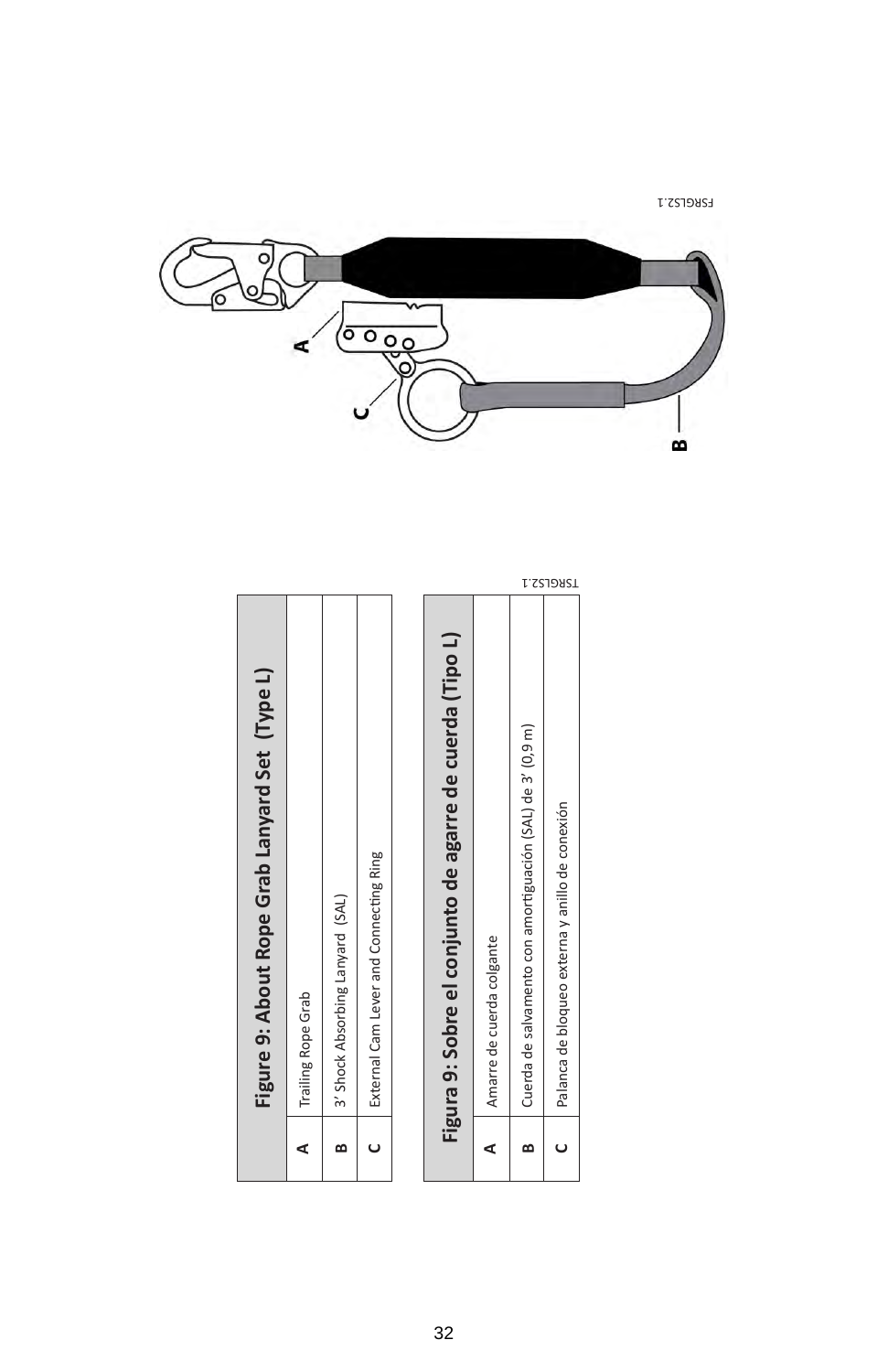| Figure 9: About Rope Grab Lanyard Set (Type L) | |
|---|---|
| A | Trailing Rope Grab |
| B | 3' Shock Absorbing Lanyard (SAL) |
| C | External Cam Lever and Connecting Ring |

| Figura 9: Sobre el conjunto de agarre de cuerda (Tipo L) | |
|---|---|
| A | Amarre de cuerda colgante |
| B | Cuerda de salvamento con amortiguación (SAL) de 3' (0,9 m) |
| C | Palanca de bloqueo externa y anillo de conexión |

TSRGLS2.1

A

C

B

FSRGLS2.1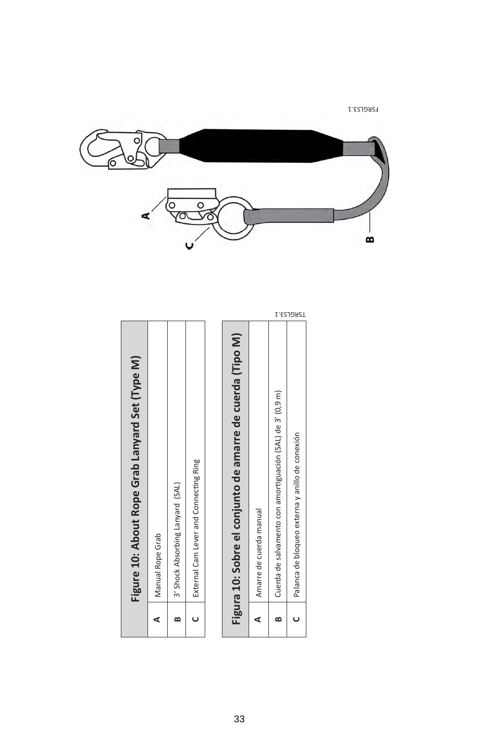| Figure 10: About Rope Grab Lanyard Set (Type M) | |
|---|---|
| A | Manual Rope Grab |
| B | 3' Shock Absorbing Lanyard (SAL) |
| C | External Cam Lever and Connecting Ring |

| Figura 10: Sobre el conjunto de amarre de cuerda (Tipo M) | |
|---|---|
| A | Amarre de cuerda manual |
| B | Cuerda de salvamento con amortiguación (SAL) de 3' (0,9 m) |
| C | Palanca de bloqueo externa y anillo de conexión |

TSRGLS3.1

A

B

C

FSRGLS3.1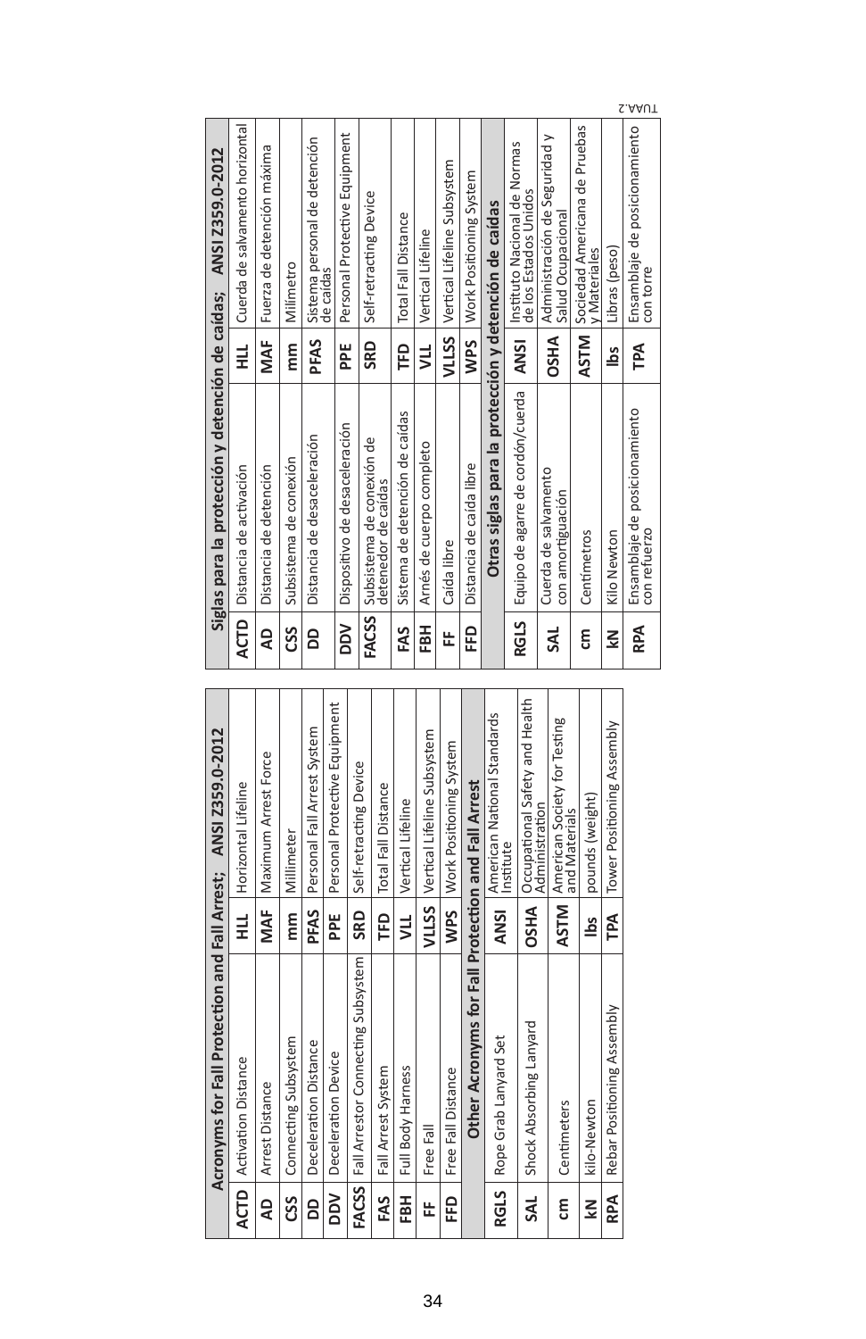| Acronyms for Fall Protection and Fall Arrest; ANSI Z359.0-2012 | | | |
|---|---|---|---|
| **ACTD** | Activation Distance | **HLL** | Horizontal Lifeline |
| **AD** | Arrest Distance | **MAF** | Maximum Arrest Force |
| **CSS** | Connecting Subsystem | **mm** | Millimeter |
| **DD** | Deceleration Distance | **PFAS** | Personal Fall Arrest System |
| **DDV** | Deceleration Device | **PPE** | Personal Protective Equipment |
| **FACSS** | Fall Arrestor Connecting Subsystem | **SRD** | Self-retracting Device |
| **FAS** | Fall Arrest System | **TFD** | Total Fall Distance |
| **FBH** | Full Body Harness | **VLL** | Vertical Lifeline |
| **FF** | Free Fall | **VLLSS** | Vertical Lifeline Subsystem |
| **FFD** | Free Fall Distance | **WPS** | Work Positioning System |
| **Other Acronyms for Fall Protection and Fall Arrest** | | | |
| **RGLS** | Rope Grab Lanyard Set | **ANSI** | American National Standards Institute |
| **SAL** | Shock Absorbing Lanyard | **OSHA** | Occupational Safety and Health Administration |
| **cm** | Centimeters | **ASTM** | American Society for Testing and Materials |
| **kN** | kilo-Newton | **lbs** | pounds (weight) |
| **RPA** | Rebar Positioning Assembly | **TPA** | Tower Positioning Assembly |

| Siglas para la protección y detención de caídas; ANSI Z359.0-2012 | | | |
|---|---|---|---|
| **ACTD** | Distancia de activación | **HLL** | Cuerda de salvamento horizontal |
| **AD** | Distancia de detención | **MAF** | Fuerza de detención máxima |
| **CSS** | Subsistema de conexión | **mm** | Milímetro |
| **DD** | Distancia de desaceleración | **PFAS** | Sistema personal de detención de caídas |
| **DDV** | Dispositivo de desaceleración | **PPE** | Personal Protective Equipment |
| **FACSS** | Subsistema de conexión de detenedor de caídas | **SRD** | Self-retracting Device |
| **FAS** | Sistema de detención de caídas | **TFD** | Total Fall Distance |
| **FBH** | Arnés de cuerpo completo | **VLL** | Vertical Lifeline |
| **FF** | Caída libre | **VLLSS** | Vertical Lifeline Subsystem |
| **FFD** | Distancia de caída libre | **WPS** | Work Positioning System |
| **Otras siglas para la protección y detención de caídas** | | | |
| **RGLS** | Equipo de agarre de cordón/cuerda | **ANSI** | Instituto Nacional de Normas de los Estados Unidos |
| **SAL** | Cuerda de salvamento con amortiguación | **OSHA** | Administración de Seguridad y Salud Ocupacional |
| **cm** | Centímetros | **ASTM** | Sociedad Americana de Pruebas y Materiales |
| **kN** | Kilo Newton | **lbs** | Libras (peso) |
| **RPA** | Ensamblaje de posicionamiento con refuerzo | **TPA** | Ensamblaje de posicionamiento con torre |

TUAA.2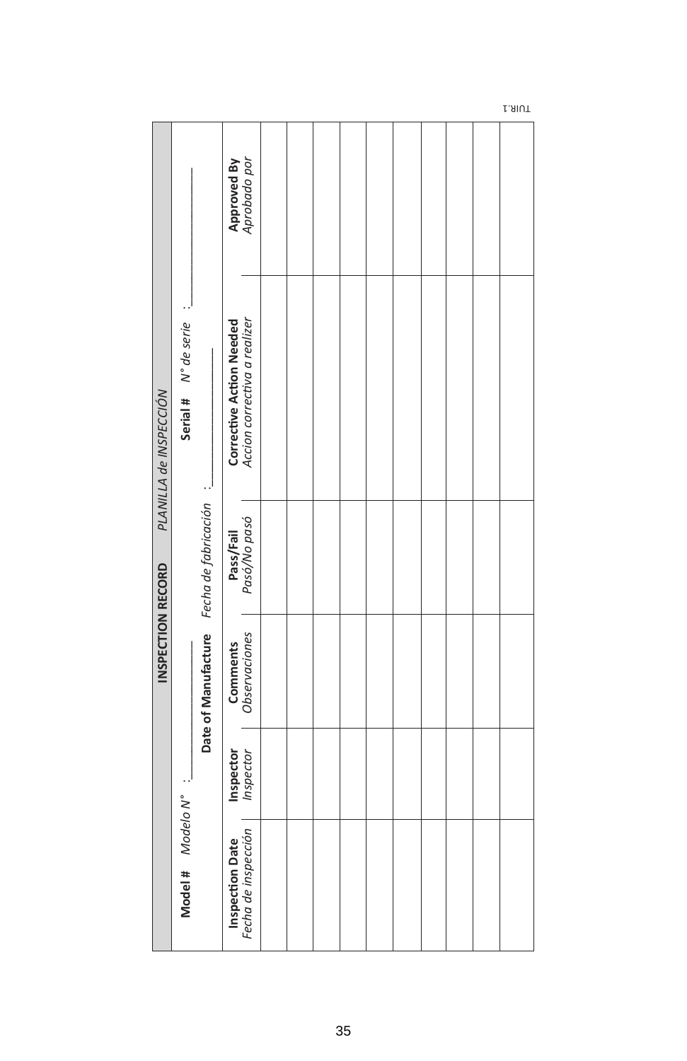## INSPECTION RECORD *PLANILLA de INSPECCIÓN*

**Model #** *Modelo N°* :\_\_\_\_\_\_\_\_\_\_\_\_\_\_\_\_ **Serial #** *N° de serie* :\_\_\_\_\_\_\_\_\_\_\_\_\_\_\_\_

**Date of Manufacture** *Fecha de fabricación* :\_\_\_\_\_\_\_\_\_\_\_\_\_\_\_\_

| **Inspection Date** *Fecha de inspección* | **Inspector** *Inspector* | **Comments** *Observaciones* | **Pass/Fail** *Pasó/No pasó* | **Corrective Action Needed** *Accion correctiva a realizer* | **Approved By** *Aprobado por* |
|---|---|---|---|---|---|
| | | | | | |
| | | | | | |
| | | | | | |
| | | | | | |
| | | | | | |
| | | | | | |
| | | | | | |
| | | | | | |
| | | | | | |
| | | | | | |

TUIR.1